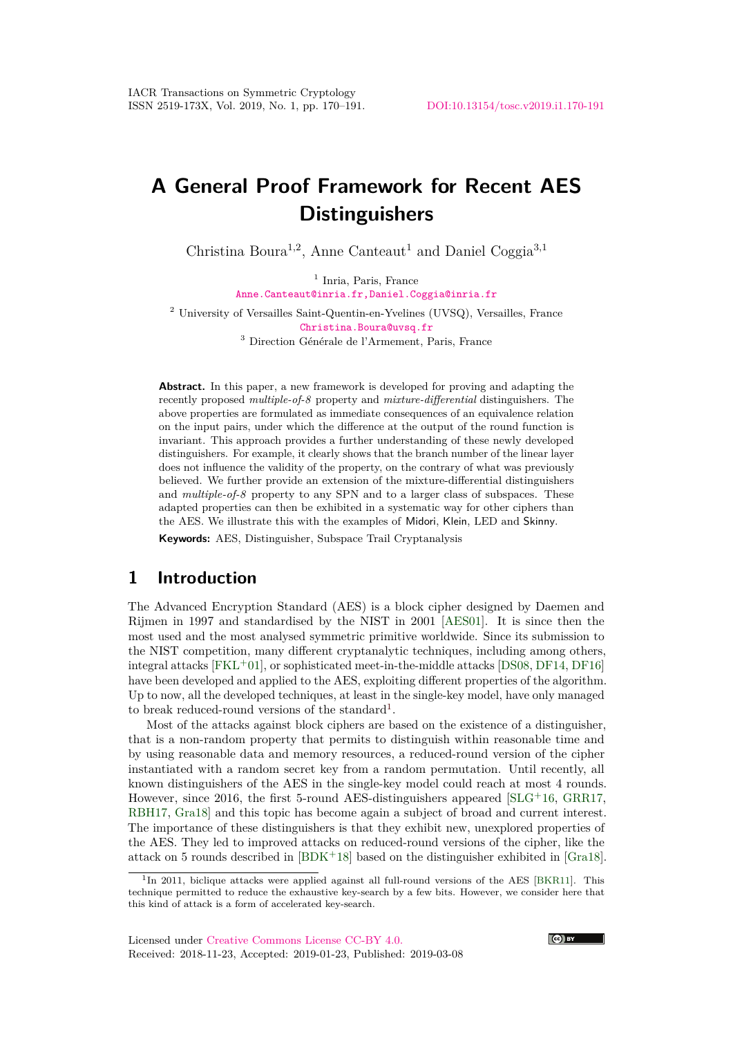IACR Transactions on Symmetric Cryptology
ISSN 2519-173X, Vol. 2019, No. 1, pp. 170–191. DOI:10.13154/tosc.v2019.i1.170-191

# A General Proof Framework for Recent AES Distinguishers

Christina Boura[1,2], Anne Canteaut[1] and Daniel Coggia[3,1]

[1] Inria, Paris, France
Anne.Canteaut@inria.fr,Daniel.Coggia@inria.fr

[2] University of Versailles Saint-Quentin-en-Yvelines (UVSQ), Versailles, France
Christina.Boura@uvsq.fr

[3] Direction Générale de l'Armement, Paris, France

**Abstract.** In this paper, a new framework is developed for proving and adapting the recently proposed *multiple-of-8* property and *mixture-differential* distinguishers. The above properties are formulated as immediate consequences of an equivalence relation on the input pairs, under which the difference at the output of the round function is invariant. This approach provides a further understanding of these newly developed distinguishers. For example, it clearly shows that the branch number of the linear layer does not influence the validity of the property, on the contrary of what was previously believed. We further provide an extension of the mixture-differential distinguishers and *multiple-of-8* property to any SPN and to a larger class of subspaces. These adapted properties can then be exhibited in a systematic way for other ciphers than the AES. We illustrate this with the examples of Midori, Klein, LED and Skinny.

**Keywords:** AES, Distinguisher, Subspace Trail Cryptanalysis

## 1 Introduction

The Advanced Encryption Standard (AES) is a block cipher designed by Daemen and Rijmen in 1997 and standardised by the NIST in 2001 [AES01]. It is since then the most used and the most analysed symmetric primitive worldwide. Since its submission to the NIST competition, many different cryptanalytic techniques, including among others, integral attacks [FKL+01], or sophisticated meet-in-the-middle attacks [DS08, DF14, DF16] have been developed and applied to the AES, exploiting different properties of the algorithm. Up to now, all the developed techniques, at least in the single-key model, have only managed to break reduced-round versions of the standard[1].

Most of the attacks against block ciphers are based on the existence of a distinguisher, that is a non-random property that permits to distinguish within reasonable time and by using reasonable data and memory resources, a reduced-round version of the cipher instantiated with a random secret key from a random permutation. Until recently, all known distinguishers of the AES in the single-key model could reach at most 4 rounds. However, since 2016, the first 5-round AES-distinguishers appeared [SLG+16, GRR17, RBH17, Gra18] and this topic has become again a subject of broad and current interest. The importance of these distinguishers is that they exhibit new, unexplored properties of the AES. They led to improved attacks on reduced-round versions of the cipher, like the attack on 5 rounds described in [BDK+18] based on the distinguisher exhibited in [Gra18].

[1] In 2011, biclique attacks were applied against all full-round versions of the AES [BKR11]. This technique permitted to reduce the exhaustive key-search by a few bits. However, we consider here that this kind of attack is a form of accelerated key-search.

Licensed under Creative Commons License CC-BY 4.0.
Received: 2018-11-23, Accepted: 2019-01-23, Published: 2019-03-08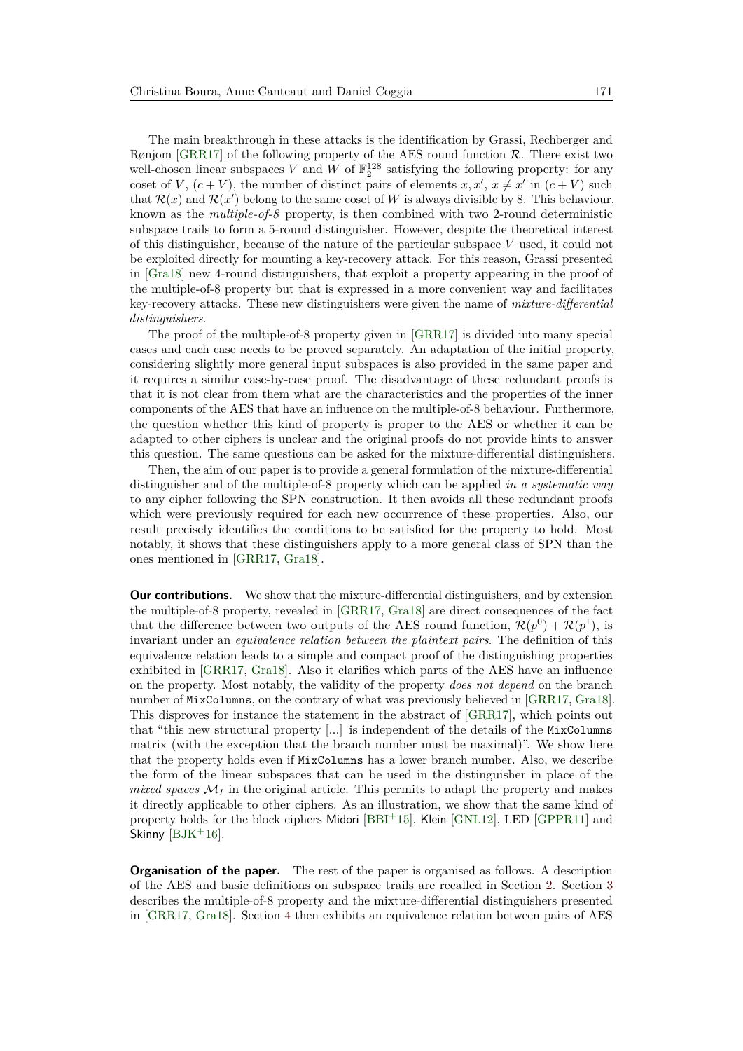The main breakthrough in these attacks is the identification by Grassi, Rechberger and Rønjom [GRR17] of the following property of the AES round function $\mathcal{R}$. There exist two well-chosen linear subspaces $V$ and $W$ of $\mathbb{F}_2^{128}$ satisfying the following property: for any coset of $V$, $(c + V)$, the number of distinct pairs of elements $x, x'$, $x \neq x'$ in $(c + V)$ such that $\mathcal{R}(x)$ and $\mathcal{R}(x')$ belong to the same coset of $W$ is always divisible by 8. This behaviour, known as the *multiple-of-8* property, is then combined with two 2-round deterministic subspace trails to form a 5-round distinguisher. However, despite the theoretical interest of this distinguisher, because of the nature of the particular subspace $V$ used, it could not be exploited directly for mounting a key-recovery attack. For this reason, Grassi presented in [Gra18] new 4-round distinguishers, that exploit a property appearing in the proof of the multiple-of-8 property but that is expressed in a more convenient way and facilitates key-recovery attacks. These new distinguishers were given the name of *mixture-differential distinguishers*.

The proof of the multiple-of-8 property given in [GRR17] is divided into many special cases and each case needs to be proved separately. An adaptation of the initial property, considering slightly more general input subspaces is also provided in the same paper and it requires a similar case-by-case proof. The disadvantage of these redundant proofs is that it is not clear from them what are the characteristics and the properties of the inner components of the AES that have an influence on the multiple-of-8 behaviour. Furthermore, the question whether this kind of property is proper to the AES or whether it can be adapted to other ciphers is unclear and the original proofs do not provide hints to answer this question. The same questions can be asked for the mixture-differential distinguishers.

Then, the aim of our paper is to provide a general formulation of the mixture-differential distinguisher and of the multiple-of-8 property which can be applied *in a systematic way* to any cipher following the SPN construction. It then avoids all these redundant proofs which were previously required for each new occurrence of these properties. Also, our result precisely identifies the conditions to be satisfied for the property to hold. Most notably, it shows that these distinguishers apply to a more general class of SPN than the ones mentioned in [GRR17, Gra18].

**Our contributions.** We show that the mixture-differential distinguishers, and by extension the multiple-of-8 property, revealed in [GRR17, Gra18] are direct consequences of the fact that the difference between two outputs of the AES round function, $\mathcal{R}(p^0) + \mathcal{R}(p^1)$, is invariant under an *equivalence relation between the plaintext pairs*. The definition of this equivalence relation leads to a simple and compact proof of the distinguishing properties exhibited in [GRR17, Gra18]. Also it clarifies which parts of the AES have an influence on the property. Most notably, the validity of the property *does not depend* on the branch number of `MixColumns`, on the contrary of what was previously believed in [GRR17, Gra18]. This disproves for instance the statement in the abstract of [GRR17], which points out that "this new structural property [...] is independent of the details of the `MixColumns` matrix (with the exception that the branch number must be maximal)". We show here that the property holds even if `MixColumns` has a lower branch number. Also, we describe the form of the linear subspaces that can be used in the distinguisher in place of the *mixed spaces* $\mathcal{M}_I$ in the original article. This permits to adapt the property and makes it directly applicable to other ciphers. As an illustration, we show that the same kind of property holds for the block ciphers Midori [BBI+15], Klein [GNL12], LED [GPPR11] and Skinny [BJK+16].

**Organisation of the paper.** The rest of the paper is organised as follows. A description of the AES and basic definitions on subspace trails are recalled in Section 2. Section 3 describes the multiple-of-8 property and the mixture-differential distinguishers presented in [GRR17, Gra18]. Section 4 then exhibits an equivalence relation between pairs of AES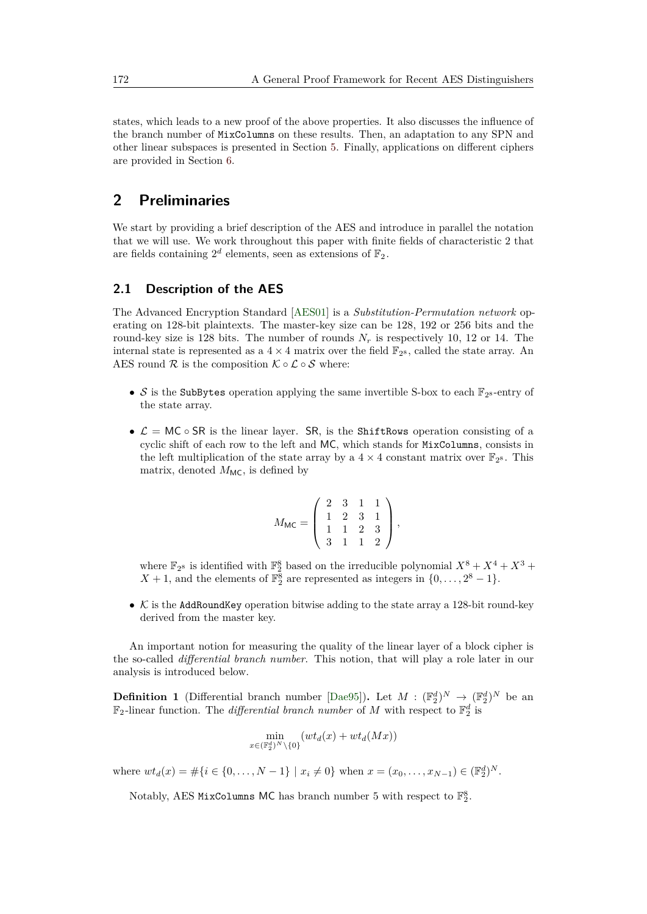states, which leads to a new proof of the above properties. It also discusses the influence of the branch number of `MixColumns` on these results. Then, an adaptation to any SPN and other linear subspaces is presented in Section 5. Finally, applications on different ciphers are provided in Section 6.

## 2 Preliminaries

We start by providing a brief description of the AES and introduce in parallel the notation that we will use. We work throughout this paper with finite fields of characteristic 2 that are fields containing $2^d$ elements, seen as extensions of $\mathbb{F}_2$.

### 2.1 Description of the AES

The Advanced Encryption Standard [AES01] is a *Substitution-Permutation network* operating on 128-bit plaintexts. The master-key size can be 128, 192 or 256 bits and the round-key size is 128 bits. The number of rounds $N_r$ is respectively 10, 12 or 14. The internal state is represented as a $4 \times 4$ matrix over the field $\mathbb{F}_{2^8}$, called the state array. An AES round $\mathcal{R}$ is the composition $\mathcal{K} \circ \mathcal{L} \circ \mathcal{S}$ where:

- $\mathcal{S}$ is the `SubBytes` operation applying the same invertible S-box to each $\mathbb{F}_{2^8}$-entry of the state array.
- $\mathcal{L} = \mathsf{MC} \circ \mathsf{SR}$ is the linear layer. $\mathsf{SR}$, is the `ShiftRows` operation consisting of a cyclic shift of each row to the left and $\mathsf{MC}$, which stands for `MixColumns`, consists in the left multiplication of the state array by a $4 \times 4$ constant matrix over $\mathbb{F}_{2^8}$. This matrix, denoted $M_{\mathsf{MC}}$, is defined by

$$M_{\mathsf{MC}} = \begin{pmatrix} 2 & 3 & 1 & 1 \\ 1 & 2 & 3 & 1 \\ 1 & 1 & 2 & 3 \\ 3 & 1 & 1 & 2 \end{pmatrix},$$

  where $\mathbb{F}_{2^8}$ is identified with $\mathbb{F}_2^8$ based on the irreducible polynomial $X^8 + X^4 + X^3 + X + 1$, and the elements of $\mathbb{F}_2^8$ are represented as integers in $\{0, \ldots, 2^8 - 1\}$.
- $\mathcal{K}$ is the `AddRoundKey` operation bitwise adding to the state array a 128-bit round-key derived from the master key.

An important notion for measuring the quality of the linear layer of a block cipher is the so-called *differential branch number*. This notion, that will play a role later in our analysis is introduced below.

**Definition 1** (Differential branch number [Dae95])**.** Let $M : (\mathbb{F}_2^d)^N \to (\mathbb{F}_2^d)^N$ be an $\mathbb{F}_2$-linear function. The *differential branch number* of $M$ with respect to $\mathbb{F}_2^d$ is

$$\min_{x \in (\mathbb{F}_2^d)^N \setminus \{0\}} (wt_d(x) + wt_d(Mx))$$

where $wt_d(x) = \#\{i \in \{0, \ldots, N-1\} \mid x_i \neq 0\}$ when $x = (x_0, \ldots, x_{N-1}) \in (\mathbb{F}_2^d)^N$.

Notably, AES `MixColumns` $\mathsf{MC}$ has branch number 5 with respect to $\mathbb{F}_2^8$.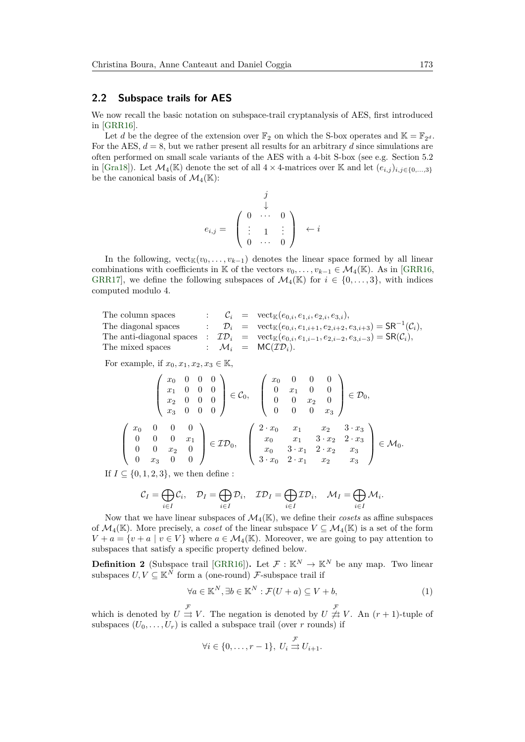## 2.2 Subspace trails for AES

We now recall the basic notation on subspace-trail cryptanalysis of AES, first introduced in [GRR16].

Let $d$ be the degree of the extension over $\mathbb{F}_2$ on which the S-box operates and $\mathbb{K} = \mathbb{F}_{2^d}$. For the AES, $d = 8$, but we rather present all results for an arbitrary $d$ since simulations are often performed on small scale variants of the AES with a 4-bit S-box (see e.g. Section 5.2 in [Gra18]). Let $\mathcal{M}_4(\mathbb{K})$ denote the set of all $4 \times 4$-matrices over $\mathbb{K}$ and let $(e_{i,j})_{i,j \in \{0,\dots,3\}}$ be the canonical basis of $\mathcal{M}_4(\mathbb{K})$:

$$e_{i,j} = \begin{array}{c} \quad j \\ \quad \downarrow \\ \left( \begin{array}{ccc} 0 & \cdots & 0 \\ \vdots & 1 & \vdots \\ 0 & \cdots & 0 \end{array} \right) \end{array} \leftarrow i$$

In the following, $\mathrm{vect}_{\mathbb{K}}(v_0, \dots, v_{k-1})$ denotes the linear space formed by all linear combinations with coefficients in $\mathbb{K}$ of the vectors $v_0, \dots, v_{k-1} \in \mathcal{M}_4(\mathbb{K})$. As in [GRR16, GRR17], we define the following subspaces of $\mathcal{M}_4(\mathbb{K})$ for $i \in \{0, \dots, 3\}$, with indices computed modulo 4.

$$\begin{array}{llcll}
\text{The column spaces} & : & \mathcal{C}_i & = & \mathrm{vect}_{\mathbb{K}}(e_{0,i}, e_{1,i}, e_{2,i}, e_{3,i}), \\
\text{The diagonal spaces} & : & \mathcal{D}_i & = & \mathrm{vect}_{\mathbb{K}}(e_{0,i}, e_{1,i+1}, e_{2,i+2}, e_{3,i+3}) = \mathsf{SR}^{-1}(\mathcal{C}_i), \\
\text{The anti-diagonal spaces} & : & \mathcal{ID}_i & = & \mathrm{vect}_{\mathbb{K}}(e_{0,i}, e_{1,i-1}, e_{2,i-2}, e_{3,i-3}) = \mathsf{SR}(\mathcal{C}_i), \\
\text{The mixed spaces} & : & \mathcal{M}_i & = & \mathsf{MC}(\mathcal{ID}_i).
\end{array}$$

For example, if $x_0, x_1, x_2, x_3 \in \mathbb{K}$,

$$\begin{pmatrix} x_0 & 0 & 0 & 0 \\ x_1 & 0 & 0 & 0 \\ x_2 & 0 & 0 & 0 \\ x_3 & 0 & 0 & 0 \end{pmatrix} \in \mathcal{C}_0, \quad \begin{pmatrix} x_0 & 0 & 0 & 0 \\ 0 & x_1 & 0 & 0 \\ 0 & 0 & x_2 & 0 \\ 0 & 0 & 0 & x_3 \end{pmatrix} \in \mathcal{D}_0,$$

$$\begin{pmatrix} x_0 & 0 & 0 & 0 \\ 0 & 0 & 0 & x_1 \\ 0 & 0 & x_2 & 0 \\ 0 & x_3 & 0 & 0 \end{pmatrix} \in \mathcal{ID}_0, \quad \begin{pmatrix} 2 \cdot x_0 & x_1 & x_2 & 3 \cdot x_3 \\ x_0 & x_1 & 3 \cdot x_2 & 2 \cdot x_3 \\ x_0 & 3 \cdot x_1 & 2 \cdot x_2 & x_3 \\ 3 \cdot x_0 & 2 \cdot x_1 & x_2 & x_3 \end{pmatrix} \in \mathcal{M}_0.$$

If $I \subseteq \{0, 1, 2, 3\}$, we then define :

$$\mathcal{C}_I = \bigoplus_{i \in I} \mathcal{C}_i, \quad \mathcal{D}_I = \bigoplus_{i \in I} \mathcal{D}_i, \quad \mathcal{ID}_I = \bigoplus_{i \in I} \mathcal{ID}_i, \quad \mathcal{M}_I = \bigoplus_{i \in I} \mathcal{M}_i.$$

Now that we have linear subspaces of $\mathcal{M}_4(\mathbb{K})$, we define their *cosets* as affine subspaces of $\mathcal{M}_4(\mathbb{K})$. More precisely, a *coset* of the linear subspace $V \subseteq \mathcal{M}_4(\mathbb{K})$ is a set of the form $V + a = \{v + a \mid v \in V\}$ where $a \in \mathcal{M}_4(\mathbb{K})$. Moreover, we are going to pay attention to subspaces that satisfy a specific property defined below.

**Definition 2** (Subspace trail [GRR16])**.** Let $\mathcal{F} : \mathbb{K}^N \to \mathbb{K}^N$ be any map. Two linear subspaces $U, V \subseteq \mathbb{K}^N$ form a (one-round) $\mathcal{F}$-subspace trail if

$$\forall a \in \mathbb{K}^N, \exists b \in \mathbb{K}^N : \mathcal{F}(U + a) \subseteq V + b, \tag{1}$$

which is denoted by $U \overset{\mathcal{F}}{\rightrightarrows} V$. The negation is denoted by $U \overset{\mathcal{F}}{\not\rightrightarrows} V$. An $(r+1)$-tuple of subspaces $(U_0, \dots, U_r)$ is called a subspace trail (over $r$ rounds) if

$$\forall i \in \{0, \dots, r-1\}, \; U_i \overset{\mathcal{F}}{\rightrightarrows} U_{i+1}.$$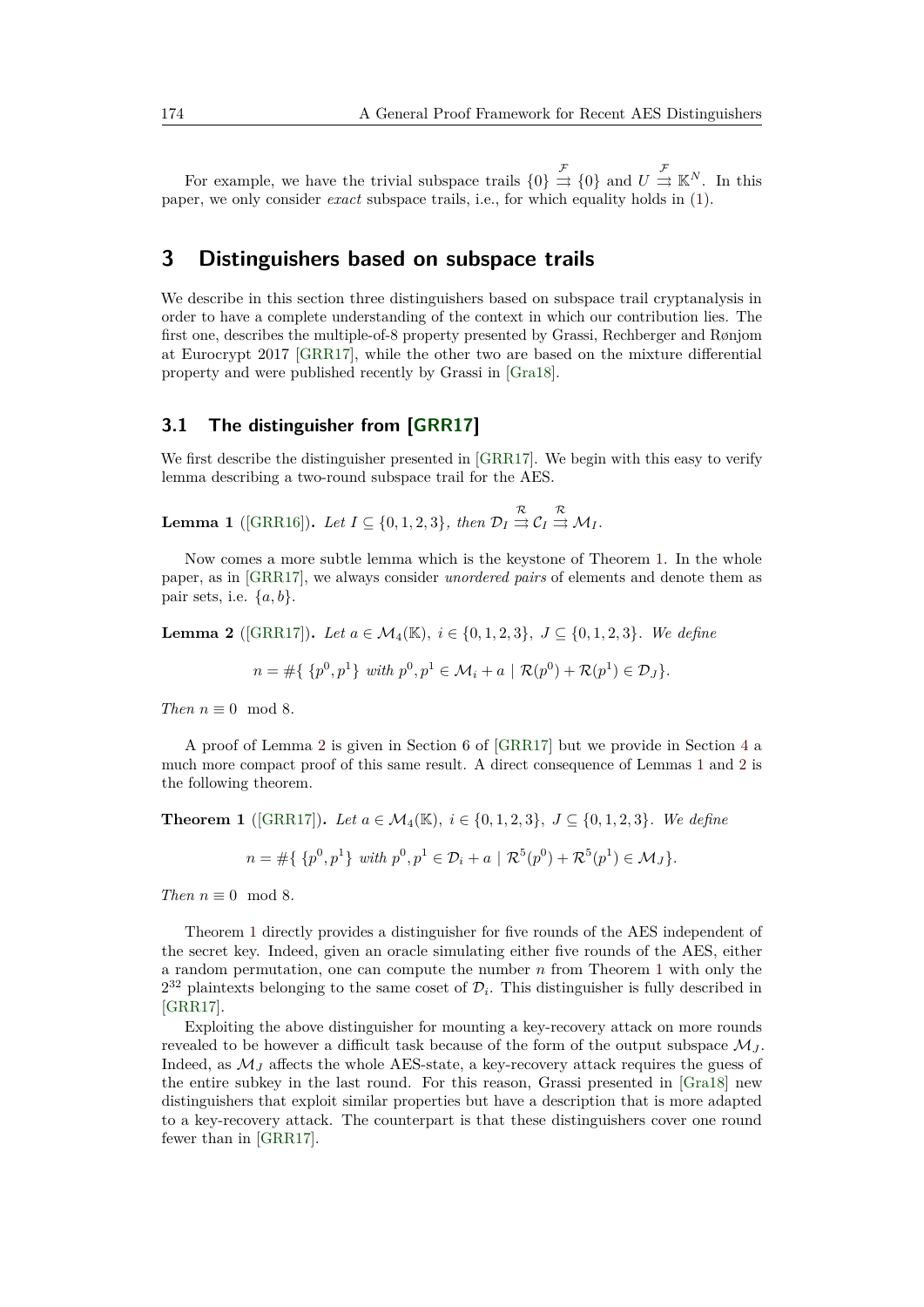For example, we have the trivial subspace trails $\{0\} \overset{\mathcal{F}}{\rightrightarrows} \{0\}$ and $U \overset{\mathcal{F}}{\rightrightarrows} \mathbb{K}^N$. In this paper, we only consider *exact* subspace trails, i.e., for which equality holds in (1).

## 3 Distinguishers based on subspace trails

We describe in this section three distinguishers based on subspace trail cryptanalysis in order to have a complete understanding of the context in which our contribution lies. The first one, describes the multiple-of-8 property presented by Grassi, Rechberger and Rønjom at Eurocrypt 2017 [GRR17], while the other two are based on the mixture differential property and were published recently by Grassi in [Gra18].

### 3.1 The distinguisher from [GRR17]

We first describe the distinguisher presented in [GRR17]. We begin with this easy to verify lemma describing a two-round subspace trail for the AES.

**Lemma 1** ([GRR16])**.** *Let* $I \subseteq \{0, 1, 2, 3\}$*, then* $\mathcal{D}_I \overset{\mathcal{R}}{\rightrightarrows} \mathcal{C}_I \overset{\mathcal{R}}{\rightrightarrows} \mathcal{M}_I$*.*

Now comes a more subtle lemma which is the keystone of Theorem 1. In the whole paper, as in [GRR17], we always consider *unordered pairs* of elements and denote them as pair sets, i.e. $\{a, b\}$.

**Lemma 2** ([GRR17])**.** *Let* $a \in \mathcal{M}_4(\mathbb{K}),\ i \in \{0, 1, 2, 3\},\ J \subseteq \{0, 1, 2, 3\}$*. We define*

$$n = \#\{\ \{p^0, p^1\} \text{ with } p^0, p^1 \in \mathcal{M}_i + a \mid \mathcal{R}(p^0) + \mathcal{R}(p^1) \in \mathcal{D}_J\}.$$

*Then* $n \equiv 0 \mod 8$*.*

A proof of Lemma 2 is given in Section 6 of [GRR17] but we provide in Section 4 a much more compact proof of this same result. A direct consequence of Lemmas 1 and 2 is the following theorem.

**Theorem 1** ([GRR17])**.** *Let* $a \in \mathcal{M}_4(\mathbb{K}),\ i \in \{0, 1, 2, 3\},\ J \subseteq \{0, 1, 2, 3\}$*. We define*

$$n = \#\{\ \{p^0, p^1\} \text{ with } p^0, p^1 \in \mathcal{D}_i + a \mid \mathcal{R}^5(p^0) + \mathcal{R}^5(p^1) \in \mathcal{M}_J\}.$$

*Then* $n \equiv 0 \mod 8$*.*

Theorem 1 directly provides a distinguisher for five rounds of the AES independent of the secret key. Indeed, given an oracle simulating either five rounds of the AES, either a random permutation, one can compute the number $n$ from Theorem 1 with only the $2^{32}$ plaintexts belonging to the same coset of $\mathcal{D}_i$. This distinguisher is fully described in [GRR17].

Exploiting the above distinguisher for mounting a key-recovery attack on more rounds revealed to be however a difficult task because of the form of the output subspace $\mathcal{M}_J$. Indeed, as $\mathcal{M}_J$ affects the whole AES-state, a key-recovery attack requires the guess of the entire subkey in the last round. For this reason, Grassi presented in [Gra18] new distinguishers that exploit similar properties but have a description that is more adapted to a key-recovery attack. The counterpart is that these distinguishers cover one round fewer than in [GRR17].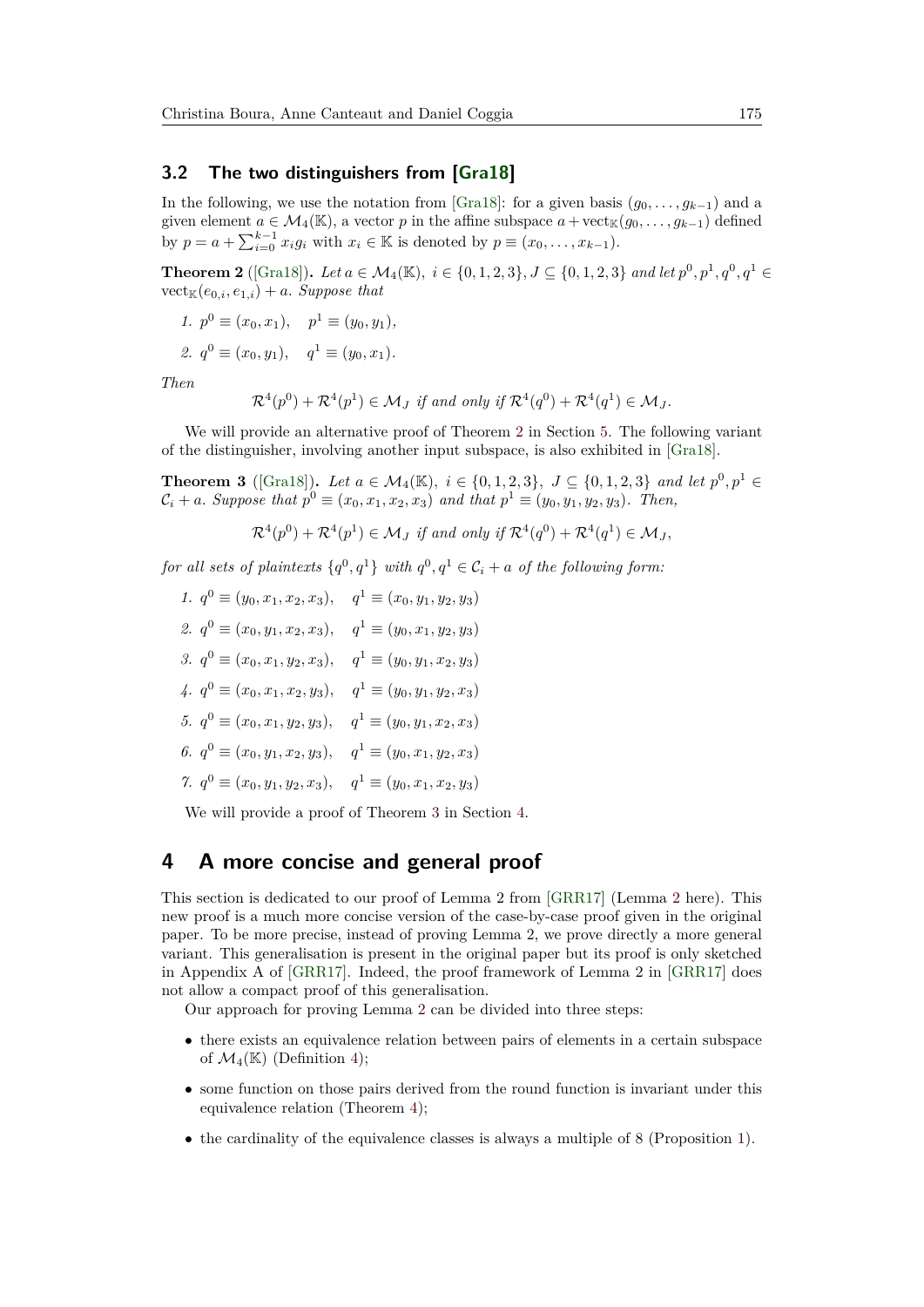### 3.2 The two distinguishers from [Gra18]

In the following, we use the notation from [Gra18]: for a given basis $(g_0, \ldots, g_{k-1})$ and a given element $a \in \mathcal{M}_4(\mathbb{K})$, a vector $p$ in the affine subspace $a + \mathrm{vect}_{\mathbb{K}}(g_0, \ldots, g_{k-1})$ defined by $p = a + \sum_{i=0}^{k-1} x_i g_i$ with $x_i \in \mathbb{K}$ is denoted by $p \equiv (x_0, \ldots, x_{k-1})$.

**Theorem 2** ([Gra18])**.** *Let $a \in \mathcal{M}_4(\mathbb{K})$, $i \in \{0,1,2,3\}$, $J \subseteq \{0,1,2,3\}$ and let $p^0, p^1, q^0, q^1 \in \mathrm{vect}_{\mathbb{K}}(e_{0,i}, e_{1,i}) + a$. Suppose that*

1. $p^0 \equiv (x_0, x_1), \quad p^1 \equiv (y_0, y_1)$,
2. $q^0 \equiv (x_0, y_1), \quad q^1 \equiv (y_0, x_1)$.

*Then*

$$\mathcal{R}^4(p^0) + \mathcal{R}^4(p^1) \in \mathcal{M}_J \text{ if and only if } \mathcal{R}^4(q^0) + \mathcal{R}^4(q^1) \in \mathcal{M}_J.$$

We will provide an alternative proof of Theorem 2 in Section 5. The following variant of the distinguisher, involving another input subspace, is also exhibited in [Gra18].

**Theorem 3** ([Gra18])**.** *Let $a \in \mathcal{M}_4(\mathbb{K})$, $i \in \{0,1,2,3\}$, $J \subseteq \{0,1,2,3\}$ and let $p^0, p^1 \in \mathcal{C}_i + a$. Suppose that $p^0 \equiv (x_0, x_1, x_2, x_3)$ and that $p^1 \equiv (y_0, y_1, y_2, y_3)$. Then,*

$$\mathcal{R}^4(p^0) + \mathcal{R}^4(p^1) \in \mathcal{M}_J \text{ if and only if } \mathcal{R}^4(q^0) + \mathcal{R}^4(q^1) \in \mathcal{M}_J,$$

*for all sets of plaintexts $\{q^0, q^1\}$ with $q^0, q^1 \in \mathcal{C}_i + a$ of the following form:*

1. $q^0 \equiv (y_0, x_1, x_2, x_3), \quad q^1 \equiv (x_0, y_1, y_2, y_3)$
2. $q^0 \equiv (x_0, y_1, x_2, x_3), \quad q^1 \equiv (y_0, x_1, y_2, y_3)$
3. $q^0 \equiv (x_0, x_1, y_2, x_3), \quad q^1 \equiv (y_0, y_1, x_2, y_3)$
4. $q^0 \equiv (x_0, x_1, x_2, y_3), \quad q^1 \equiv (y_0, y_1, y_2, x_3)$
5. $q^0 \equiv (x_0, x_1, y_2, y_3), \quad q^1 \equiv (y_0, y_1, x_2, x_3)$
6. $q^0 \equiv (x_0, y_1, x_2, y_3), \quad q^1 \equiv (y_0, x_1, y_2, x_3)$
7. $q^0 \equiv (x_0, y_1, y_2, x_3), \quad q^1 \equiv (y_0, x_1, x_2, y_3)$

We will provide a proof of Theorem 3 in Section 4.

## 4 A more concise and general proof

This section is dedicated to our proof of Lemma 2 from [GRR17] (Lemma 2 here). This new proof is a much more concise version of the case-by-case proof given in the original paper. To be more precise, instead of proving Lemma 2, we prove directly a more general variant. This generalisation is present in the original paper but its proof is only sketched in Appendix A of [GRR17]. Indeed, the proof framework of Lemma 2 in [GRR17] does not allow a compact proof of this generalisation.

Our approach for proving Lemma 2 can be divided into three steps:

- there exists an equivalence relation between pairs of elements in a certain subspace of $\mathcal{M}_4(\mathbb{K})$ (Definition 4);
- some function on those pairs derived from the round function is invariant under this equivalence relation (Theorem 4);
- the cardinality of the equivalence classes is always a multiple of 8 (Proposition 1).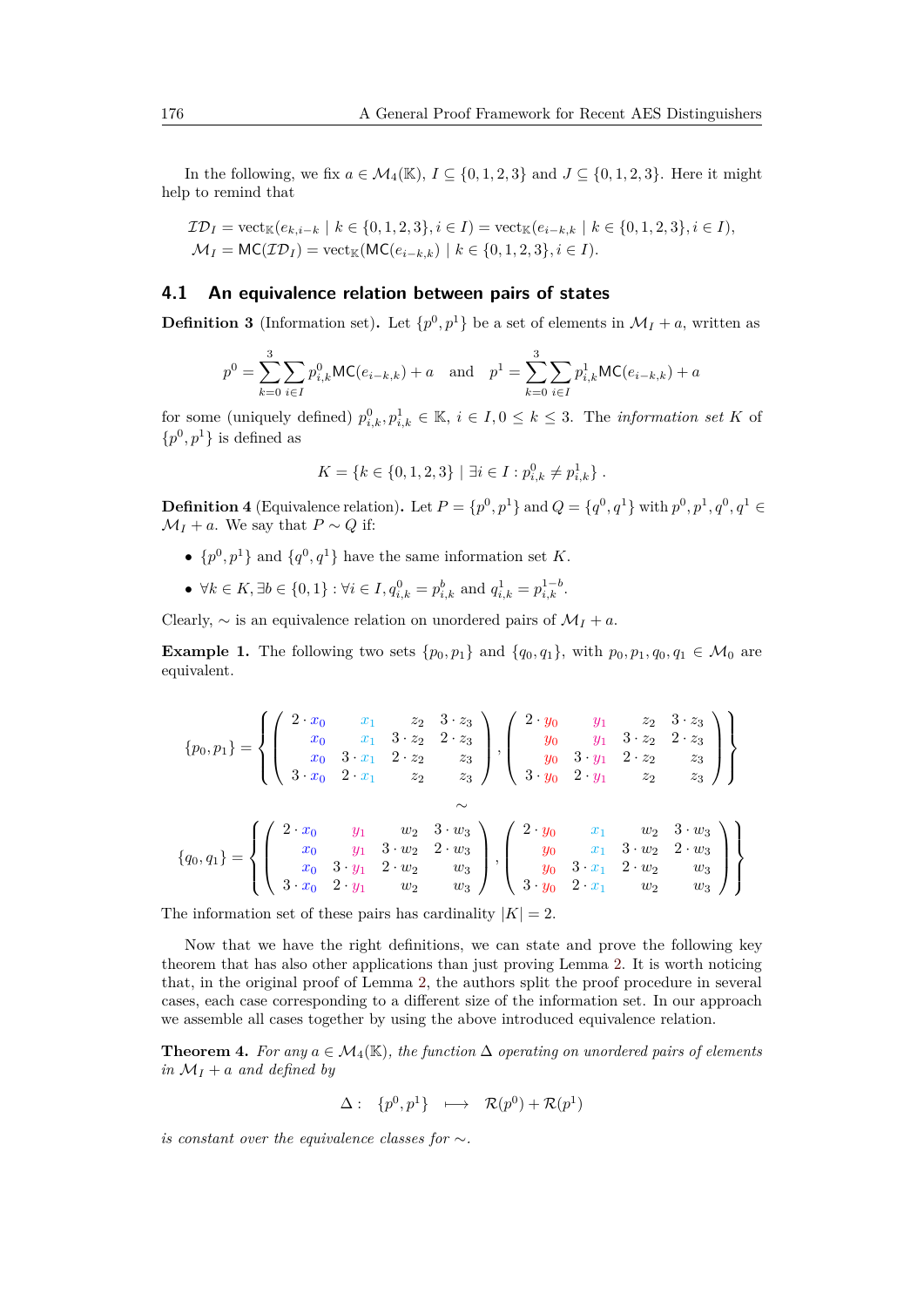In the following, we fix $a \in \mathcal{M}_4(\mathbb{K})$, $I \subseteq \{0,1,2,3\}$ and $J \subseteq \{0,1,2,3\}$. Here it might help to remind that

$$\mathcal{ID}_I = \text{vect}_{\mathbb{K}}(e_{k,i-k} \mid k \in \{0,1,2,3\}, i \in I) = \text{vect}_{\mathbb{K}}(e_{i-k,k} \mid k \in \{0,1,2,3\}, i \in I),$$
$$\mathcal{M}_I = \mathsf{MC}(\mathcal{ID}_I) = \text{vect}_{\mathbb{K}}(\mathsf{MC}(e_{i-k,k}) \mid k \in \{0,1,2,3\}, i \in I).$$

## 4.1 An equivalence relation between pairs of states

**Definition 3** (Information set). Let $\{p^0, p^1\}$ be a set of elements in $\mathcal{M}_I + a$, written as

$$p^0 = \sum_{k=0}^{3} \sum_{i \in I} p^0_{i,k} \mathsf{MC}(e_{i-k,k}) + a \quad \text{and} \quad p^1 = \sum_{k=0}^{3} \sum_{i \in I} p^1_{i,k} \mathsf{MC}(e_{i-k,k}) + a$$

for some (uniquely defined) $p^0_{i,k}, p^1_{i,k} \in \mathbb{K}$, $i \in I, 0 \leq k \leq 3$. The *information set* $K$ of $\{p^0, p^1\}$ is defined as

$$K = \{k \in \{0,1,2,3\} \mid \exists i \in I : p^0_{i,k} \neq p^1_{i,k}\} .$$

**Definition 4** (Equivalence relation). Let $P = \{p^0, p^1\}$ and $Q = \{q^0, q^1\}$ with $p^0, p^1, q^0, q^1 \in \mathcal{M}_I + a$. We say that $P \sim Q$ if:

- $\{p^0, p^1\}$ and $\{q^0, q^1\}$ have the same information set $K$.
- $\forall k \in K, \exists b \in \{0,1\} : \forall i \in I, q^0_{i,k} = p^b_{i,k}$ and $q^1_{i,k} = p^{1-b}_{i,k}$.

Clearly, $\sim$ is an equivalence relation on unordered pairs of $\mathcal{M}_I + a$.

**Example 1.** The following two sets $\{p_0, p_1\}$ and $\{q_0, q_1\}$, with $p_0, p_1, q_0, q_1 \in \mathcal{M}_0$ are equivalent.

$$\{p_0, p_1\} = \left\{ \begin{pmatrix} 2 \cdot x_0 & x_1 & z_2 & 3 \cdot z_3 \\ x_0 & x_1 & 3 \cdot z_2 & 2 \cdot z_3 \\ x_0 & 3 \cdot x_1 & 2 \cdot z_2 & z_3 \\ 3 \cdot x_0 & 2 \cdot x_1 & z_2 & z_3 \end{pmatrix}, \begin{pmatrix} 2 \cdot y_0 & y_1 & z_2 & 3 \cdot z_3 \\ y_0 & y_1 & 3 \cdot z_2 & 2 \cdot z_3 \\ y_0 & 3 \cdot y_1 & 2 \cdot z_2 & z_3 \\ 3 \cdot y_0 & 2 \cdot y_1 & z_2 & z_3 \end{pmatrix} \right\}$$

$$\sim$$

$$\{q_0, q_1\} = \left\{ \begin{pmatrix} 2 \cdot x_0 & y_1 & w_2 & 3 \cdot w_3 \\ x_0 & y_1 & 3 \cdot w_2 & 2 \cdot w_3 \\ x_0 & 3 \cdot y_1 & 2 \cdot w_2 & w_3 \\ 3 \cdot x_0 & 2 \cdot y_1 & w_2 & w_3 \end{pmatrix}, \begin{pmatrix} 2 \cdot y_0 & x_1 & w_2 & 3 \cdot w_3 \\ y_0 & x_1 & 3 \cdot w_2 & 2 \cdot w_3 \\ y_0 & 3 \cdot x_1 & 2 \cdot w_2 & w_3 \\ 3 \cdot y_0 & 2 \cdot x_1 & w_2 & w_3 \end{pmatrix} \right\}$$

The information set of these pairs has cardinality $|K| = 2$.

Now that we have the right definitions, we can state and prove the following key theorem that has also other applications than just proving Lemma 2. It is worth noticing that, in the original proof of Lemma 2, the authors split the proof procedure in several cases, each case corresponding to a different size of the information set. In our approach we assemble all cases together by using the above introduced equivalence relation.

**Theorem 4.** *For any $a \in \mathcal{M}_4(\mathbb{K})$, the function $\Delta$ operating on unordered pairs of elements in $\mathcal{M}_I + a$ and defined by*

$$\Delta : \quad \{p^0, p^1\} \quad \longmapsto \quad \mathcal{R}(p^0) + \mathcal{R}(p^1)$$

*is constant over the equivalence classes for $\sim$.*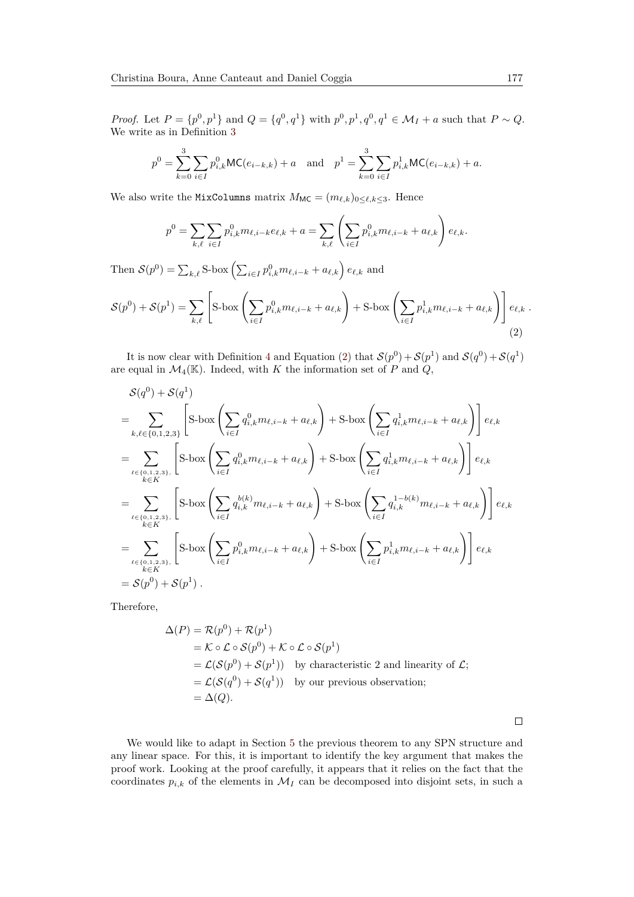*Proof.* Let $P = \{p^0, p^1\}$ and $Q = \{q^0, q^1\}$ with $p^0, p^1, q^0, q^1 \in \mathcal{M}_I + a$ such that $P \sim Q$. We write as in Definition 3

$$p^0 = \sum_{k=0}^{3} \sum_{i \in I} p^0_{i,k} \mathsf{MC}(e_{i-k,k}) + a \quad \text{and} \quad p^1 = \sum_{k=0}^{3} \sum_{i \in I} p^1_{i,k} \mathsf{MC}(e_{i-k,k}) + a.$$

We also write the `MixColumns` matrix $M_{\mathsf{MC}} = (m_{\ell,k})_{0 \le \ell,k \le 3}$. Hence

$$p^0 = \sum_{k,\ell} \sum_{i \in I} p^0_{i,k} m_{\ell,i-k} e_{\ell,k} + a = \sum_{k,\ell} \left( \sum_{i \in I} p^0_{i,k} m_{\ell,i-k} + a_{\ell,k} \right) e_{\ell,k}.$$

Then $\mathcal{S}(p^0) = \sum_{k,\ell} \text{S-box} \left( \sum_{i \in I} p^0_{i,k} m_{\ell,i-k} + a_{\ell,k} \right) e_{\ell,k}$ and

$$\mathcal{S}(p^0) + \mathcal{S}(p^1) = \sum_{k,\ell} \left[ \text{S-box} \left( \sum_{i \in I} p^0_{i,k} m_{\ell,i-k} + a_{\ell,k} \right) + \text{S-box} \left( \sum_{i \in I} p^1_{i,k} m_{\ell,i-k} + a_{\ell,k} \right) \right] e_{\ell,k} \,. \tag{2}$$

It is now clear with Definition 4 and Equation (2) that $\mathcal{S}(p^0) + \mathcal{S}(p^1)$ and $\mathcal{S}(q^0) + \mathcal{S}(q^1)$ are equal in $\mathcal{M}_4(\mathbb{K})$. Indeed, with $K$ the information set of $P$ and $Q$,

$$\begin{aligned}
&\mathcal{S}(q^0) + \mathcal{S}(q^1) \\
&= \sum_{k,\ell \in \{0,1,2,3\}} \left[ \text{S-box} \left( \sum_{i \in I} q^0_{i,k} m_{\ell,i-k} + a_{\ell,k} \right) + \text{S-box} \left( \sum_{i \in I} q^1_{i,k} m_{\ell,i-k} + a_{\ell,k} \right) \right] e_{\ell,k} \\
&= \sum_{\substack{\ell \in \{0,1,2,3\}, \\ k \in K}} \left[ \text{S-box} \left( \sum_{i \in I} q^0_{i,k} m_{\ell,i-k} + a_{\ell,k} \right) + \text{S-box} \left( \sum_{i \in I} q^1_{i,k} m_{\ell,i-k} + a_{\ell,k} \right) \right] e_{\ell,k} \\
&= \sum_{\substack{\ell \in \{0,1,2,3\}, \\ k \in K}} \left[ \text{S-box} \left( \sum_{i \in I} q^{b(k)}_{i,k} m_{\ell,i-k} + a_{\ell,k} \right) + \text{S-box} \left( \sum_{i \in I} q^{1-b(k)}_{i,k} m_{\ell,i-k} + a_{\ell,k} \right) \right] e_{\ell,k} \\
&= \sum_{\substack{\ell \in \{0,1,2,3\}, \\ k \in K}} \left[ \text{S-box} \left( \sum_{i \in I} p^0_{i,k} m_{\ell,i-k} + a_{\ell,k} \right) + \text{S-box} \left( \sum_{i \in I} p^1_{i,k} m_{\ell,i-k} + a_{\ell,k} \right) \right] e_{\ell,k} \\
&= \mathcal{S}(p^0) + \mathcal{S}(p^1) \,.
\end{aligned}$$

Therefore,

$$\begin{aligned}
\Delta(P) &= \mathcal{R}(p^0) + \mathcal{R}(p^1) \\
&= \mathcal{K} \circ \mathcal{L} \circ \mathcal{S}(p^0) + \mathcal{K} \circ \mathcal{L} \circ \mathcal{S}(p^1) \\
&= \mathcal{L}(\mathcal{S}(p^0) + \mathcal{S}(p^1)) \quad \text{by characteristic 2 and linearity of } \mathcal{L}; \\
&= \mathcal{L}(\mathcal{S}(q^0) + \mathcal{S}(q^1)) \quad \text{by our previous observation;} \\
&= \Delta(Q).
\end{aligned}$$

□

We would like to adapt in Section 5 the previous theorem to any SPN structure and any linear space. For this, it is important to identify the key argument that makes the proof work. Looking at the proof carefully, it appears that it relies on the fact that the coordinates $p_{i,k}$ of the elements in $\mathcal{M}_I$ can be decomposed into disjoint sets, in such a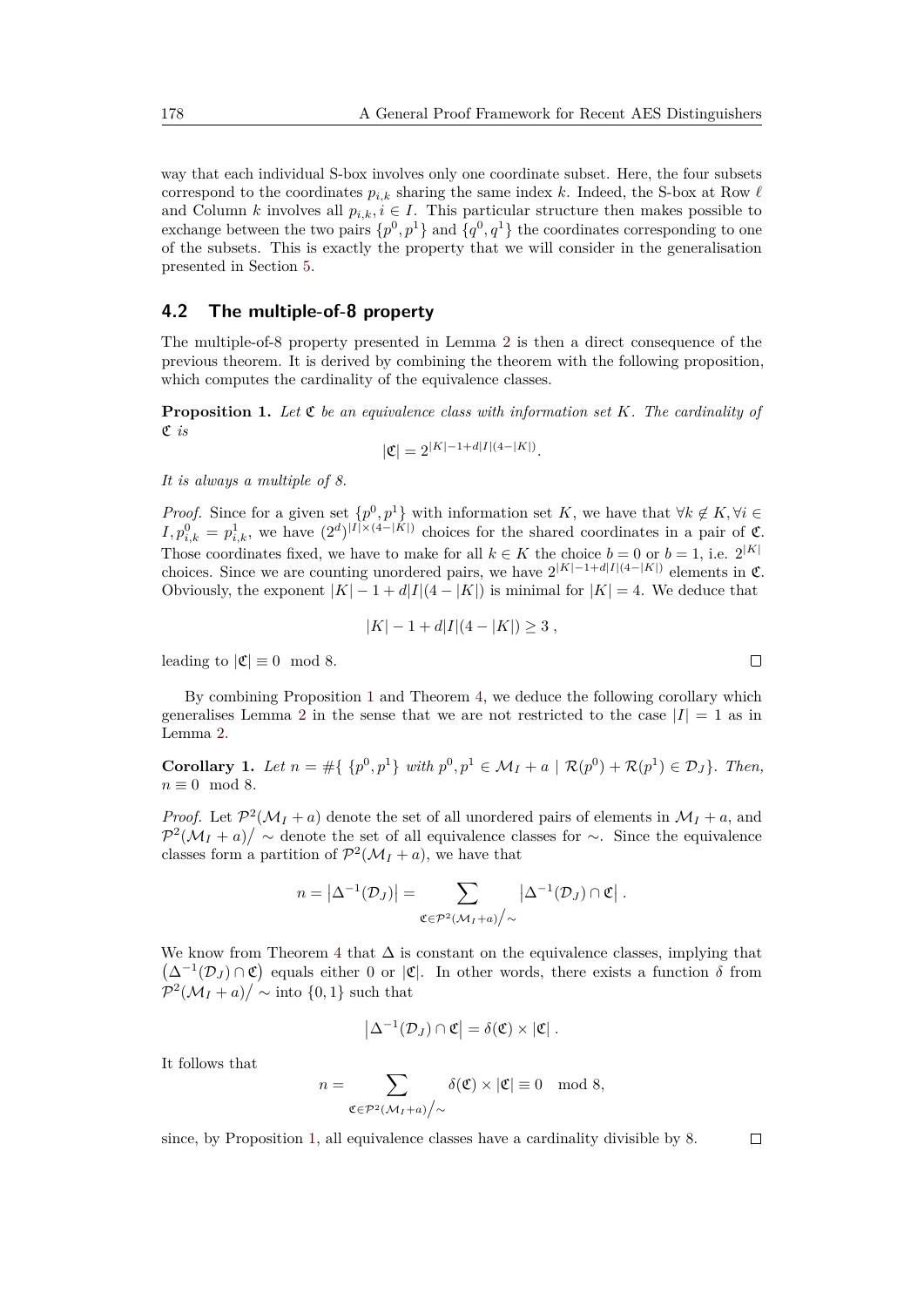way that each individual S-box involves only one coordinate subset. Here, the four subsets correspond to the coordinates $p_{i,k}$ sharing the same index $k$. Indeed, the S-box at Row $\ell$ and Column $k$ involves all $p_{i,k}, i \in I$. This particular structure then makes possible to exchange between the two pairs $\{p^0, p^1\}$ and $\{q^0, q^1\}$ the coordinates corresponding to one of the subsets. This is exactly the property that we will consider in the generalisation presented in Section 5.

## 4.2 The multiple-of-8 property

The multiple-of-8 property presented in Lemma 2 is then a direct consequence of the previous theorem. It is derived by combining the theorem with the following proposition, which computes the cardinality of the equivalence classes.

**Proposition 1.** *Let $\mathfrak{C}$ be an equivalence class with information set $K$. The cardinality of $\mathfrak{C}$ is*

$$|\mathfrak{C}| = 2^{|K|-1+d|I|(4-|K|)}.$$

*It is always a multiple of 8.*

*Proof.* Since for a given set $\{p^0, p^1\}$ with information set $K$, we have that $\forall k \notin K, \forall i \in I, p^0_{i,k} = p^1_{i,k}$, we have $(2^d)^{|I|\times(4-|K|)}$ choices for the shared coordinates in a pair of $\mathfrak{C}$. Those coordinates fixed, we have to make for all $k \in K$ the choice $b = 0$ or $b = 1$, i.e. $2^{|K|}$ choices. Since we are counting unordered pairs, we have $2^{|K|-1+d|I|(4-|K|)}$ elements in $\mathfrak{C}$. Obviously, the exponent $|K| - 1 + d|I|(4 - |K|)$ is minimal for $|K| = 4$. We deduce that

$$|K| - 1 + d|I|(4 - |K|) \geq 3 \ ,$$

leading to $|\mathfrak{C}| \equiv 0 \mod 8$. ∎

By combining Proposition 1 and Theorem 4, we deduce the following corollary which generalises Lemma 2 in the sense that we are not restricted to the case $|I| = 1$ as in Lemma 2.

**Corollary 1.** *Let $n = \#\{ \{p^0, p^1\}$ with $p^0, p^1 \in \mathcal{M}_I + a \mid \mathcal{R}(p^0) + \mathcal{R}(p^1) \in \mathcal{D}_J\}$. Then, $n \equiv 0 \mod 8$.*

*Proof.* Let $\mathcal{P}^2(\mathcal{M}_I + a)$ denote the set of all unordered pairs of elements in $\mathcal{M}_I + a$, and $\mathcal{P}^2(\mathcal{M}_I + a)/\sim$ denote the set of all equivalence classes for $\sim$. Since the equivalence classes form a partition of $\mathcal{P}^2(\mathcal{M}_I + a)$, we have that

$$n = \left|\Delta^{-1}(\mathcal{D}_J)\right| = \sum_{\mathfrak{C} \in \mathcal{P}^2(\mathcal{M}_I+a)/\sim} \left|\Delta^{-1}(\mathcal{D}_J) \cap \mathfrak{C}\right| .$$

We know from Theorem 4 that $\Delta$ is constant on the equivalence classes, implying that $\left(\Delta^{-1}(\mathcal{D}_J) \cap \mathfrak{C}\right)$ equals either 0 or $|\mathfrak{C}|$. In other words, there exists a function $\delta$ from $\mathcal{P}^2(\mathcal{M}_I + a)/\sim$ into $\{0, 1\}$ such that

$$\left|\Delta^{-1}(\mathcal{D}_J) \cap \mathfrak{C}\right| = \delta(\mathfrak{C}) \times |\mathfrak{C}| .$$

It follows that

$$n = \sum_{\mathfrak{C} \in \mathcal{P}^2(\mathcal{M}_I+a)/\sim} \delta(\mathfrak{C}) \times |\mathfrak{C}| \equiv 0 \mod 8,$$

since, by Proposition 1, all equivalence classes have a cardinality divisible by 8. ∎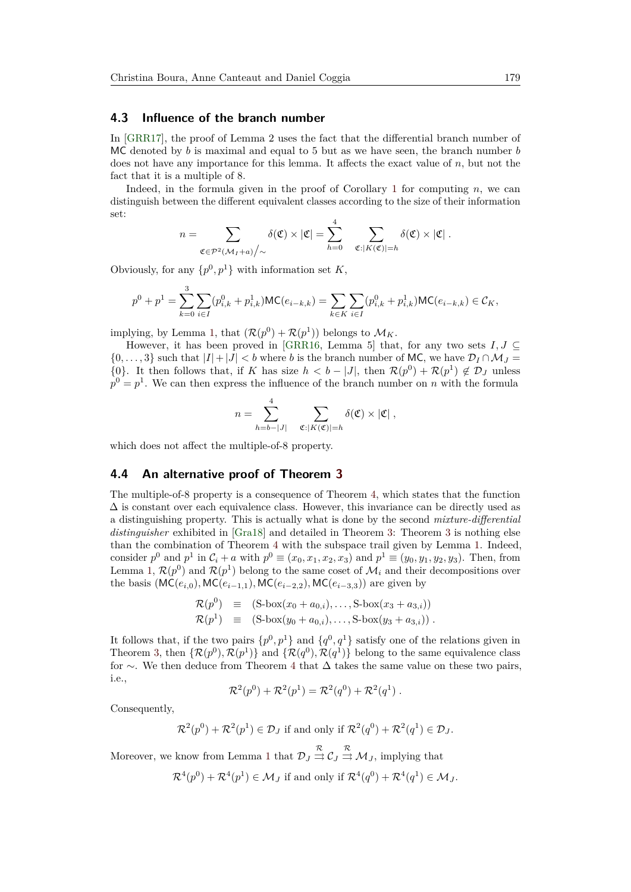### 4.3 Influence of the branch number

In [GRR17], the proof of Lemma 2 uses the fact that the differential branch number of MC denoted by $b$ is maximal and equal to 5 but as we have seen, the branch number $b$ does not have any importance for this lemma. It affects the exact value of $n$, but not the fact that it is a multiple of 8.

Indeed, in the formula given in the proof of Corollary 1 for computing $n$, we can distinguish between the different equivalent classes according to the size of their information set:

$$n = \sum_{\mathfrak{C} \in \mathcal{P}^2(\mathcal{M}_I + a)/\sim} \delta(\mathfrak{C}) \times |\mathfrak{C}| = \sum_{h=0}^{4} \sum_{\mathfrak{C}:|K(\mathfrak{C})|=h} \delta(\mathfrak{C}) \times |\mathfrak{C}| \ .$$

Obviously, for any $\{p^0, p^1\}$ with information set $K$,

$$p^0 + p^1 = \sum_{k=0}^{3} \sum_{i \in I} (p^0_{i,k} + p^1_{i,k}) \mathsf{MC}(e_{i-k,k}) = \sum_{k \in K} \sum_{i \in I} (p^0_{i,k} + p^1_{i,k}) \mathsf{MC}(e_{i-k,k}) \in \mathcal{C}_K,$$

implying, by Lemma 1, that $(\mathcal{R}(p^0) + \mathcal{R}(p^1))$ belongs to $\mathcal{M}_K$.

However, it has been proved in [GRR16, Lemma 5] that, for any two sets $I, J \subseteq \{0, \ldots, 3\}$ such that $|I| + |J| < b$ where $b$ is the branch number of MC, we have $\mathcal{D}_I \cap \mathcal{M}_J = \{0\}$. It then follows that, if $K$ has size $h < b - |J|$, then $\mathcal{R}(p^0) + \mathcal{R}(p^1) \notin \mathcal{D}_J$ unless $p^0 = p^1$. We can then express the influence of the branch number on $n$ with the formula

$$n = \sum_{h=b-|J|}^{4} \sum_{\mathfrak{C}:|K(\mathfrak{C})|=h} \delta(\mathfrak{C}) \times |\mathfrak{C}| \ ,$$

which does not affect the multiple-of-8 property.

### 4.4 An alternative proof of Theorem 3

The multiple-of-8 property is a consequence of Theorem 4, which states that the function $\Delta$ is constant over each equivalence class. However, this invariance can be directly used as a distinguishing property. This is actually what is done by the second *mixture-differential distinguisher* exhibited in [Gra18] and detailed in Theorem 3: Theorem 3 is nothing else than the combination of Theorem 4 with the subspace trail given by Lemma 1. Indeed, consider $p^0$ and $p^1$ in $\mathcal{C}_i + a$ with $p^0 \equiv (x_0, x_1, x_2, x_3)$ and $p^1 \equiv (y_0, y_1, y_2, y_3)$. Then, from Lemma 1, $\mathcal{R}(p^0)$ and $\mathcal{R}(p^1)$ belong to the same coset of $\mathcal{M}_i$ and their decompositions over the basis $(\mathsf{MC}(e_{i,0}), \mathsf{MC}(e_{i-1,1}), \mathsf{MC}(e_{i-2,2}), \mathsf{MC}(e_{i-3,3}))$ are given by

$$\begin{aligned}
\mathcal{R}(p^0) &\equiv (\text{S-box}(x_0 + a_{0,i}), \ldots, \text{S-box}(x_3 + a_{3,i})) \\
\mathcal{R}(p^1) &\equiv (\text{S-box}(y_0 + a_{0,i}), \ldots, \text{S-box}(y_3 + a_{3,i})) \ .
\end{aligned}$$

It follows that, if the two pairs $\{p^0, p^1\}$ and $\{q^0, q^1\}$ satisfy one of the relations given in Theorem 3, then $\{\mathcal{R}(p^0), \mathcal{R}(p^1)\}$ and $\{\mathcal{R}(q^0), \mathcal{R}(q^1)\}$ belong to the same equivalence class for $\sim$. We then deduce from Theorem 4 that $\Delta$ takes the same value on these two pairs, i.e.,

$$\mathcal{R}^2(p^0) + \mathcal{R}^2(p^1) = \mathcal{R}^2(q^0) + \mathcal{R}^2(q^1) \ .$$

Consequently,

$$\mathcal{R}^2(p^0) + \mathcal{R}^2(p^1) \in \mathcal{D}_J \text{ if and only if } \mathcal{R}^2(q^0) + \mathcal{R}^2(q^1) \in \mathcal{D}_J.$$

Moreover, we know from Lemma 1 that $\mathcal{D}_J \overset{\mathcal{R}}{\rightrightarrows} \mathcal{C}_J \overset{\mathcal{R}}{\rightrightarrows} \mathcal{M}_J$, implying that

$$\mathcal{R}^4(p^0) + \mathcal{R}^4(p^1) \in \mathcal{M}_J \text{ if and only if } \mathcal{R}^4(q^0) + \mathcal{R}^4(q^1) \in \mathcal{M}_J.$$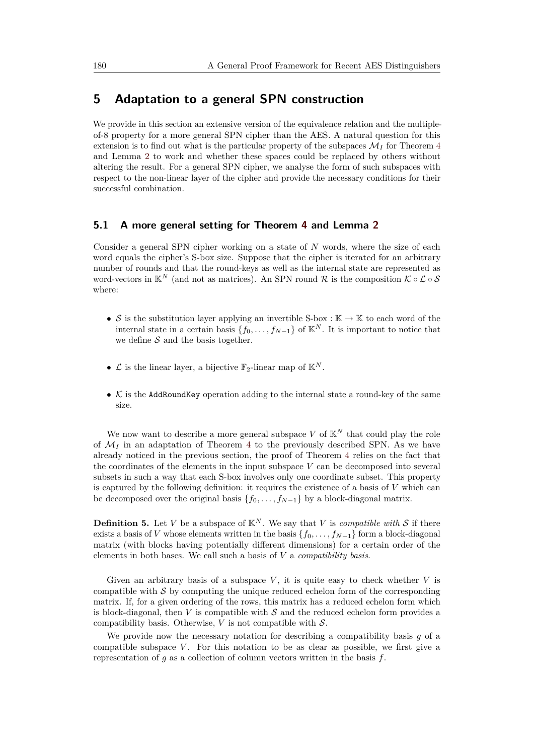# 5 Adaptation to a general SPN construction

We provide in this section an extensive version of the equivalence relation and the multiple-of-8 property for a more general SPN cipher than the AES. A natural question for this extension is to find out what is the particular property of the subspaces $\mathcal{M}_I$ for Theorem 4 and Lemma 2 to work and whether these spaces could be replaced by others without altering the result. For a general SPN cipher, we analyse the form of such subspaces with respect to the non-linear layer of the cipher and provide the necessary conditions for their successful combination.

## 5.1 A more general setting for Theorem 4 and Lemma 2

Consider a general SPN cipher working on a state of $N$ words, where the size of each word equals the cipher's S-box size. Suppose that the cipher is iterated for an arbitrary number of rounds and that the round-keys as well as the internal state are represented as word-vectors in $\mathbb{K}^N$ (and not as matrices). An SPN round $\mathcal{R}$ is the composition $\mathcal{K} \circ \mathcal{L} \circ \mathcal{S}$ where:

- $\mathcal{S}$ is the substitution layer applying an invertible S-box : $\mathbb{K} \to \mathbb{K}$ to each word of the internal state in a certain basis $\{f_0, \ldots, f_{N-1}\}$ of $\mathbb{K}^N$. It is important to notice that we define $\mathcal{S}$ and the basis together.
- $\mathcal{L}$ is the linear layer, a bijective $\mathbb{F}_2$-linear map of $\mathbb{K}^N$.
- $\mathcal{K}$ is the `AddRoundKey` operation adding to the internal state a round-key of the same size.

We now want to describe a more general subspace $V$ of $\mathbb{K}^N$ that could play the role of $\mathcal{M}_I$ in an adaptation of Theorem 4 to the previously described SPN. As we have already noticed in the previous section, the proof of Theorem 4 relies on the fact that the coordinates of the elements in the input subspace $V$ can be decomposed into several subsets in such a way that each S-box involves only one coordinate subset. This property is captured by the following definition: it requires the existence of a basis of $V$ which can be decomposed over the original basis $\{f_0, \ldots, f_{N-1}\}$ by a block-diagonal matrix.

**Definition 5.** Let $V$ be a subspace of $\mathbb{K}^N$. We say that $V$ is *compatible with* $\mathcal{S}$ if there exists a basis of $V$ whose elements written in the basis $\{f_0, \ldots, f_{N-1}\}$ form a block-diagonal matrix (with blocks having potentially different dimensions) for a certain order of the elements in both bases. We call such a basis of $V$ a *compatibility basis*.

Given an arbitrary basis of a subspace $V$, it is quite easy to check whether $V$ is compatible with $\mathcal{S}$ by computing the unique reduced echelon form of the corresponding matrix. If, for a given ordering of the rows, this matrix has a reduced echelon form which is block-diagonal, then $V$ is compatible with $\mathcal{S}$ and the reduced echelon form provides a compatibility basis. Otherwise, $V$ is not compatible with $\mathcal{S}$.

We provide now the necessary notation for describing a compatibility basis $g$ of a compatible subspace $V$. For this notation to be as clear as possible, we first give a representation of $g$ as a collection of column vectors written in the basis $f$.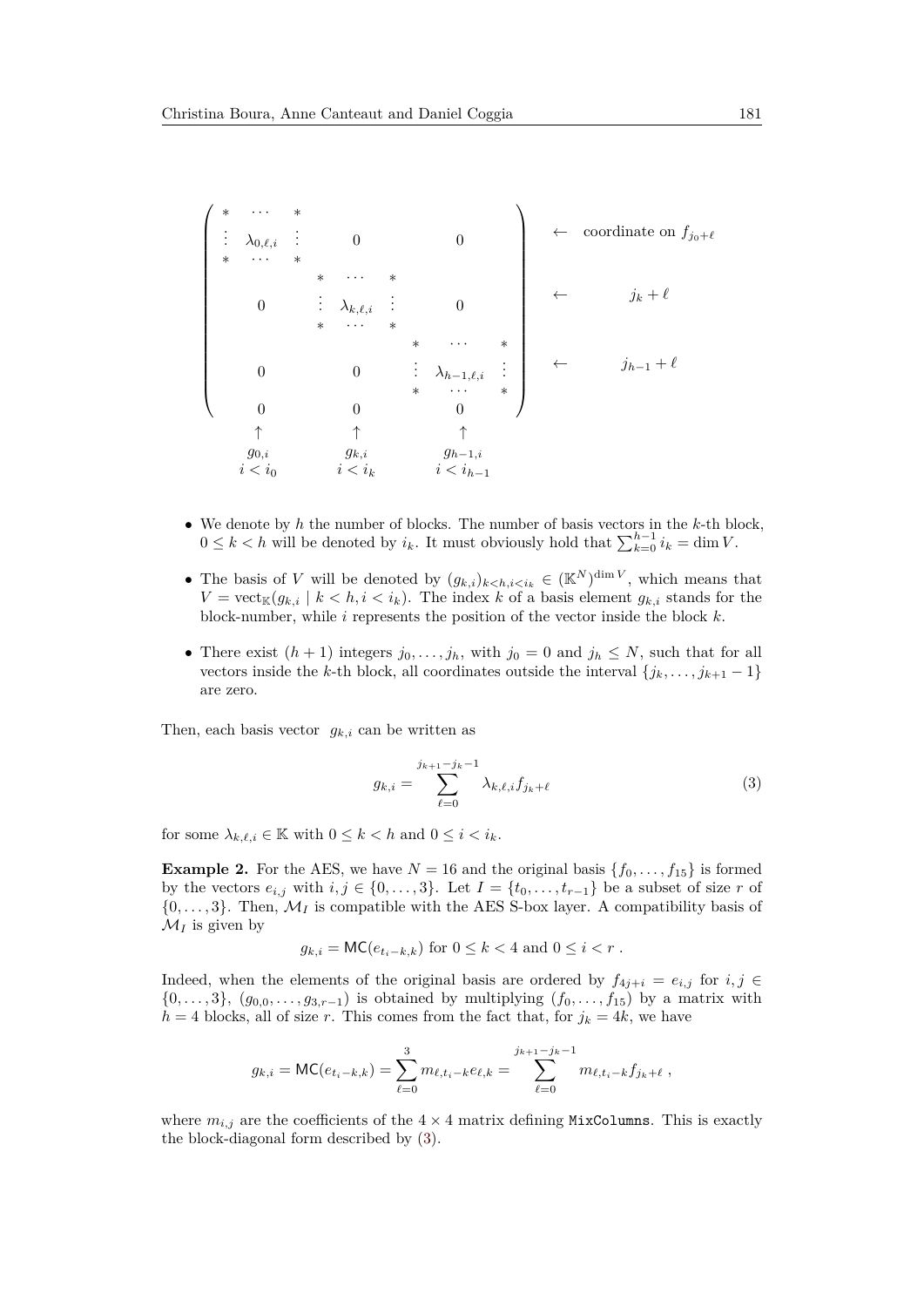$$
\left(\begin{array}{ccc|ccc|ccc}
* & \cdots & * & & & & & & \\
\vdots & \lambda_{0,\ell,i} & \vdots & & 0 & & & 0 & \\
* & \cdots & * & & & & & & \\
& & & * & \cdots & * & & & \\
& 0 & & \vdots & \lambda_{k,\ell,i} & \vdots & & 0 & \\
& & & * & \cdots & * & & & \\
& & & & & & * & \cdots & * \\
& 0 & & & 0 & & \vdots & \lambda_{h-1,\ell,i} & \vdots \\
& & & & & & * & \cdots & * \\
& 0 & & & 0 & & & 0 &
\end{array}\right)
\begin{array}{l}
\\ \leftarrow \text{ coordinate on } f_{j_0+\ell} \\ \\ \\ \leftarrow \quad j_k+\ell \\ \\ \\ \leftarrow \quad j_{h-1}+\ell \\ \\ \\
\end{array}
$$

$$
\begin{array}{ccc}
\uparrow & \uparrow & \uparrow \\
g_{0,i} & g_{k,i} & g_{h-1,i} \\
i < i_0 & i < i_k & i < i_{h-1}
\end{array}
$$

- We denote by $h$ the number of blocks. The number of basis vectors in the $k$-th block, $0 \leq k < h$ will be denoted by $i_k$. It must obviously hold that $\sum_{k=0}^{h-1} i_k = \dim V$.
- The basis of $V$ will be denoted by $(g_{k,i})_{k<h,i<i_k} \in (\mathbb{K}^N)^{\dim V}$, which means that $V = \mathrm{vect}_{\mathbb{K}}(g_{k,i} \mid k < h, i < i_k)$. The index $k$ of a basis element $g_{k,i}$ stands for the block-number, while $i$ represents the position of the vector inside the block $k$.
- There exist $(h+1)$ integers $j_0, \ldots, j_h$, with $j_0 = 0$ and $j_h \leq N$, such that for all vectors inside the $k$-th block, all coordinates outside the interval $\{j_k, \ldots, j_{k+1} - 1\}$ are zero.

Then, each basis vector $g_{k,i}$ can be written as

$$
g_{k,i} = \sum_{\ell=0}^{j_{k+1}-j_k-1} \lambda_{k,\ell,i} f_{j_k+\ell} \tag{3}
$$

for some $\lambda_{k,\ell,i} \in \mathbb{K}$ with $0 \leq k < h$ and $0 \leq i < i_k$.

**Example 2.** For the AES, we have $N = 16$ and the original basis $\{f_0, \ldots, f_{15}\}$ is formed by the vectors $e_{i,j}$ with $i, j \in \{0, \ldots, 3\}$. Let $I = \{t_0, \ldots, t_{r-1}\}$ be a subset of size $r$ of $\{0, \ldots, 3\}$. Then, $\mathcal{M}_I$ is compatible with the AES S-box layer. A compatibility basis of $\mathcal{M}_I$ is given by

$$
g_{k,i} = \mathsf{MC}(e_{t_i-k,k}) \text{ for } 0 \leq k < 4 \text{ and } 0 \leq i < r\,.
$$

Indeed, when the elements of the original basis are ordered by $f_{4j+i} = e_{i,j}$ for $i, j \in \{0, \ldots, 3\}$, $(g_{0,0}, \ldots, g_{3,r-1})$ is obtained by multiplying $(f_0, \ldots, f_{15})$ by a matrix with $h = 4$ blocks, all of size $r$. This comes from the fact that, for $j_k = 4k$, we have

$$
g_{k,i} = \mathsf{MC}(e_{t_i-k,k}) = \sum_{\ell=0}^{3} m_{\ell,t_i-k} e_{\ell,k} = \sum_{\ell=0}^{j_{k+1}-j_k-1} m_{\ell,t_i-k} f_{j_k+\ell}\,,
$$

where $m_{i,j}$ are the coefficients of the $4 \times 4$ matrix defining `MixColumns`. This is exactly the block-diagonal form described by (3).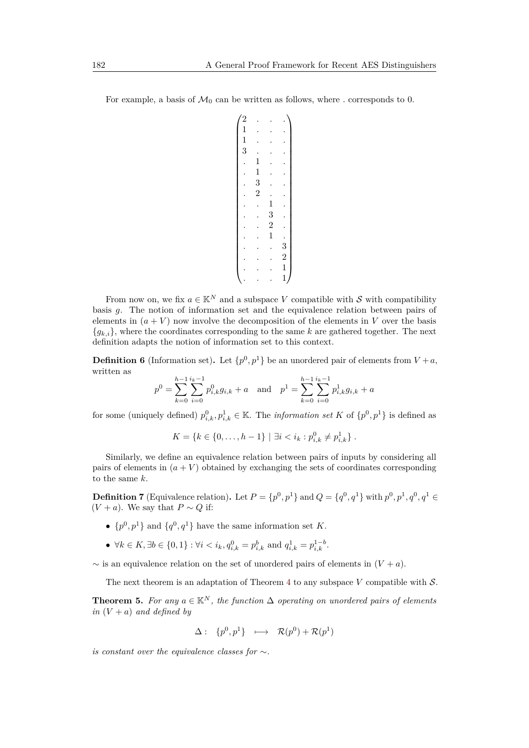For example, a basis of $\mathcal{M}_0$ can be written as follows, where . corresponds to 0.

$$\begin{pmatrix}
2 & . & . & . \\
1 & . & . & . \\
1 & . & . & . \\
3 & . & . & . \\
. & 1 & . & . \\
. & 1 & . & . \\
. & 3 & . & . \\
. & 2 & . & . \\
. & . & 1 & . \\
. & . & 3 & . \\
. & . & 2 & . \\
. & . & 1 & . \\
. & . & . & 3 \\
. & . & . & 2 \\
. & . & . & 1 \\
. & . & . & 1
\end{pmatrix}$$

From now on, we fix $a \in \mathbb{K}^N$ and a subspace $V$ compatible with $\mathcal{S}$ with compatibility basis $g$. The notion of information set and the equivalence relation between pairs of elements in $(a + V)$ now involve the decomposition of the elements in $V$ over the basis $\{g_{k,i}\}$, where the coordinates corresponding to the same $k$ are gathered together. The next definition adapts the notion of information set to this context.

**Definition 6** (Information set)**.** Let $\{p^0, p^1\}$ be an unordered pair of elements from $V + a$, written as

$$p^0 = \sum_{k=0}^{h-1} \sum_{i=0}^{i_k - 1} p^0_{i,k} g_{i,k} + a \quad \text{and} \quad p^1 = \sum_{k=0}^{h-1} \sum_{i=0}^{i_k - 1} p^1_{i,k} g_{i,k} + a$$

for some (uniquely defined) $p^0_{i,k}, p^1_{i,k} \in \mathbb{K}$. The *information set* $K$ of $\{p^0, p^1\}$ is defined as

$$K = \{k \in \{0, \ldots, h-1\} \mid \exists i < i_k : p^0_{i,k} \neq p^1_{i,k}\} .$$

Similarly, we define an equivalence relation between pairs of inputs by considering all pairs of elements in $(a + V)$ obtained by exchanging the sets of coordinates corresponding to the same $k$.

**Definition 7** (Equivalence relation)**.** Let $P = \{p^0, p^1\}$ and $Q = \{q^0, q^1\}$ with $p^0, p^1, q^0, q^1 \in (V + a)$. We say that $P \sim Q$ if:

- $\{p^0, p^1\}$ and $\{q^0, q^1\}$ have the same information set $K$.
- $\forall k \in K, \exists b \in \{0, 1\} : \forall i < i_k, q^0_{i,k} = p^b_{i,k}$ and $q^1_{i,k} = p^{1-b}_{i,k}$.

$\sim$ is an equivalence relation on the set of unordered pairs of elements in $(V + a)$.

The next theorem is an adaptation of Theorem 4 to any subspace $V$ compatible with $\mathcal{S}$.

**Theorem 5.** *For any $a \in \mathbb{K}^N$, the function $\Delta$ operating on unordered pairs of elements in $(V + a)$ and defined by*

$$\Delta : \quad \{p^0, p^1\} \quad \longmapsto \quad \mathcal{R}(p^0) + \mathcal{R}(p^1)$$

*is constant over the equivalence classes for $\sim$.*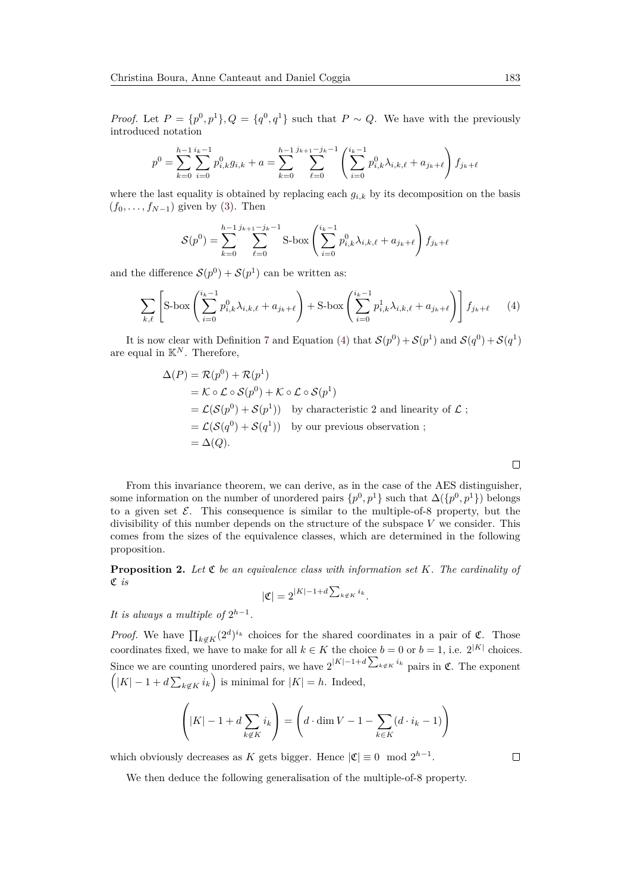*Proof.* Let $P = \{p^0, p^1\}, Q = \{q^0, q^1\}$ such that $P \sim Q$. We have with the previously introduced notation

$$p^0 = \sum_{k=0}^{h-1} \sum_{i=0}^{i_k - 1} p^0_{i,k} g_{i,k} + a = \sum_{k=0}^{h-1} \sum_{\ell=0}^{j_{k+1}-j_k-1} \left( \sum_{i=0}^{i_k-1} p^0_{i,k} \lambda_{i,k,\ell} + a_{j_k+\ell} \right) f_{j_k+\ell}$$

where the last equality is obtained by replacing each $g_{i,k}$ by its decomposition on the basis $(f_0, \ldots, f_{N-1})$ given by (3). Then

$$\mathcal{S}(p^0) = \sum_{k=0}^{h-1} \sum_{\ell=0}^{j_{k+1}-j_k-1} \text{S-box} \left( \sum_{i=0}^{i_k-1} p^0_{i,k} \lambda_{i,k,\ell} + a_{j_k+\ell} \right) f_{j_k+\ell}$$

and the difference $\mathcal{S}(p^0) + \mathcal{S}(p^1)$ can be written as:

$$\sum_{k,\ell} \left[ \text{S-box} \left( \sum_{i=0}^{i_k-1} p^0_{i,k} \lambda_{i,k,\ell} + a_{j_k+\ell} \right) + \text{S-box} \left( \sum_{i=0}^{i_k-1} p^1_{i,k} \lambda_{i,k,\ell} + a_{j_k+\ell} \right) \right] f_{j_k+\ell} \qquad (4)$$

It is now clear with Definition 7 and Equation (4) that $\mathcal{S}(p^0) + \mathcal{S}(p^1)$ and $\mathcal{S}(q^0) + \mathcal{S}(q^1)$ are equal in $\mathbb{K}^N$. Therefore,

$$\begin{aligned}
\Delta(P) &= \mathcal{R}(p^0) + \mathcal{R}(p^1) \\
&= \mathcal{K} \circ \mathcal{L} \circ \mathcal{S}(p^0) + \mathcal{K} \circ \mathcal{L} \circ \mathcal{S}(p^1) \\
&= \mathcal{L}(\mathcal{S}(p^0) + \mathcal{S}(p^1)) \quad \text{by characteristic 2 and linearity of } \mathcal{L} \text{ ;} \\
&= \mathcal{L}(\mathcal{S}(q^0) + \mathcal{S}(q^1)) \quad \text{by our previous observation ;} \\
&= \Delta(Q).
\end{aligned}$$

□

From this invariance theorem, we can derive, as in the case of the AES distinguisher, some information on the number of unordered pairs $\{p^0, p^1\}$ such that $\Delta(\{p^0, p^1\})$ belongs to a given set $\mathcal{E}$. This consequence is similar to the multiple-of-8 property, but the divisibility of this number depends on the structure of the subspace $V$ we consider. This comes from the sizes of the equivalence classes, which are determined in the following proposition.

**Proposition 2.** *Let $\mathfrak{C}$ be an equivalence class with information set $K$. The cardinality of $\mathfrak{C}$ is*

$$|\mathfrak{C}| = 2^{|K|-1+d\sum_{k \notin K} i_k}.$$

*It is always a multiple of $2^{h-1}$.*

*Proof.* We have $\prod_{k \notin K} (2^d)^{i_k}$ choices for the shared coordinates in a pair of $\mathfrak{C}$. Those coordinates fixed, we have to make for all $k \in K$ the choice $b = 0$ or $b = 1$, i.e. $2^{|K|}$ choices. Since we are counting unordered pairs, we have $2^{|K|-1+d\sum_{k \notin K} i_k}$ pairs in $\mathfrak{C}$. The exponent $\left(|K| - 1 + d\sum_{k \notin K} i_k\right)$ is minimal for $|K| = h$. Indeed,

$$\left( |K| - 1 + d \sum_{k \notin K} i_k \right) = \left( d \cdot \dim V - 1 - \sum_{k \in K} (d \cdot i_k - 1) \right)$$

which obviously decreases as $K$ gets bigger. Hence $|\mathfrak{C}| \equiv 0 \mod 2^{h-1}$. □

We then deduce the following generalisation of the multiple-of-8 property.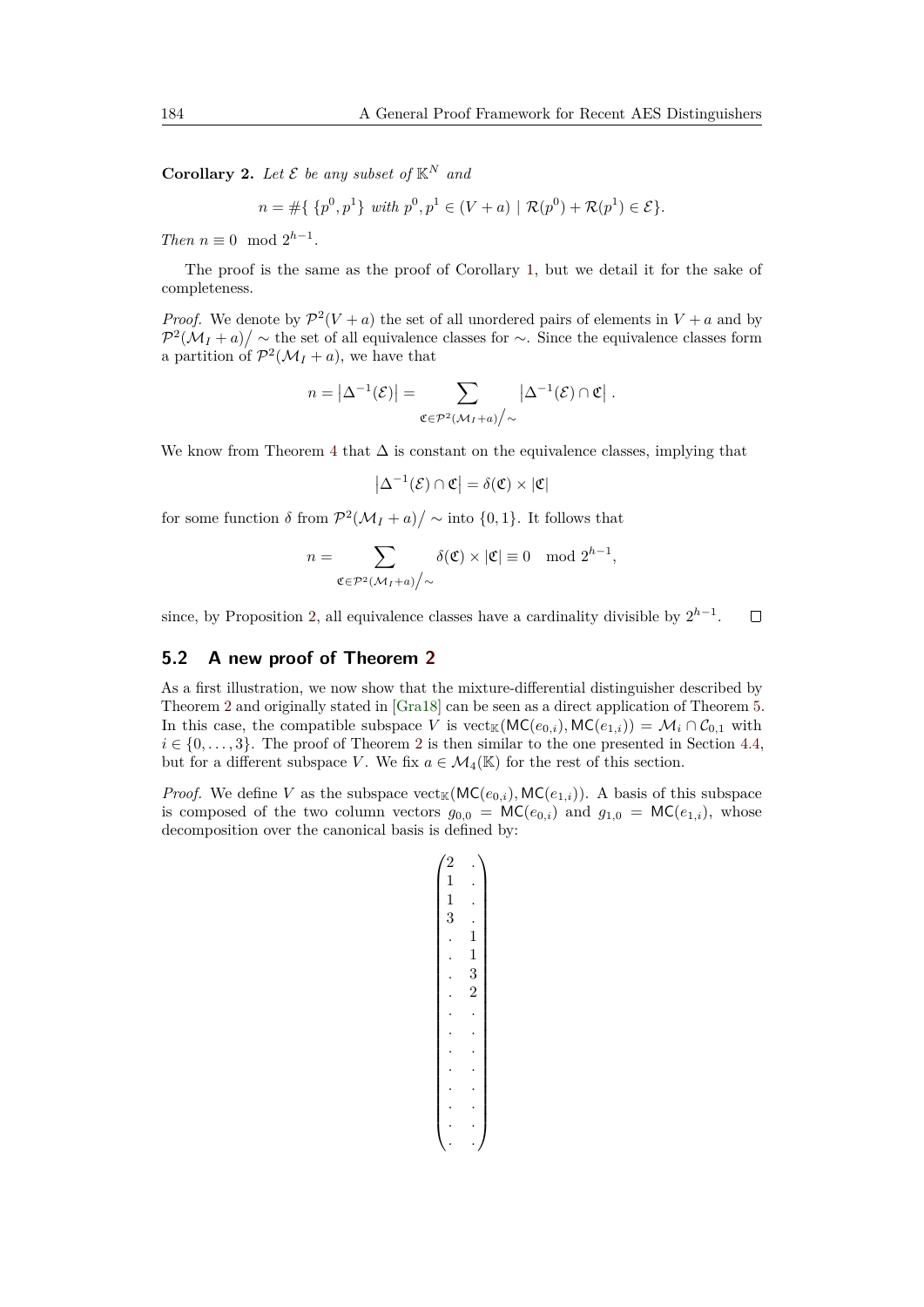**Corollary 2.** *Let $\mathcal{E}$ be any subset of $\mathbb{K}^N$ and*

$$n = \#\{ \{p^0, p^1\} \text{ with } p^0, p^1 \in (V + a) \mid \mathcal{R}(p^0) + \mathcal{R}(p^1) \in \mathcal{E}\}.$$

*Then $n \equiv 0 \mod 2^{h-1}$.*

The proof is the same as the proof of Corollary 1, but we detail it for the sake of completeness.

*Proof.* We denote by $\mathcal{P}^2(V + a)$ the set of all unordered pairs of elements in $V + a$ and by $\mathcal{P}^2(\mathcal{M}_I + a)/\sim$ the set of all equivalence classes for $\sim$. Since the equivalence classes form a partition of $\mathcal{P}^2(\mathcal{M}_I + a)$, we have that

$$n = \left|\Delta^{-1}(\mathcal{E})\right| = \sum_{\mathfrak{C} \in \mathcal{P}^2(\mathcal{M}_I + a)/\sim} \left|\Delta^{-1}(\mathcal{E}) \cap \mathfrak{C}\right| .$$

We know from Theorem 4 that $\Delta$ is constant on the equivalence classes, implying that

$$\left|\Delta^{-1}(\mathcal{E}) \cap \mathfrak{C}\right| = \delta(\mathfrak{C}) \times |\mathfrak{C}|$$

for some function $\delta$ from $\mathcal{P}^2(\mathcal{M}_I + a)/\sim$ into $\{0, 1\}$. It follows that

$$n = \sum_{\mathfrak{C} \in \mathcal{P}^2(\mathcal{M}_I + a)/\sim} \delta(\mathfrak{C}) \times |\mathfrak{C}| \equiv 0 \mod 2^{h-1},$$

since, by Proposition 2, all equivalence classes have a cardinality divisible by $2^{h-1}$. $\square$

## 5.2 A new proof of Theorem 2

As a first illustration, we now show that the mixture-differential distinguisher described by Theorem 2 and originally stated in [Gra18] can be seen as a direct application of Theorem 5. In this case, the compatible subspace $V$ is $\mathrm{vect}_{\mathbb{K}}(\mathsf{MC}(e_{0,i}), \mathsf{MC}(e_{1,i})) = \mathcal{M}_i \cap \mathcal{C}_{0,1}$ with $i \in \{0, \ldots, 3\}$. The proof of Theorem 2 is then similar to the one presented in Section 4.4, but for a different subspace $V$. We fix $a \in \mathcal{M}_4(\mathbb{K})$ for the rest of this section.

*Proof.* We define $V$ as the subspace $\mathrm{vect}_{\mathbb{K}}(\mathsf{MC}(e_{0,i}), \mathsf{MC}(e_{1,i}))$. A basis of this subspace is composed of the two column vectors $g_{0,0} = \mathsf{MC}(e_{0,i})$ and $g_{1,0} = \mathsf{MC}(e_{1,i})$, whose decomposition over the canonical basis is defined by:

$$\begin{pmatrix} 2 & . \\ 1 & . \\ 1 & . \\ 3 & . \\ . & 1 \\ . & 1 \\ . & 3 \\ . & 2 \\ . & . \\ . & . \\ . & . \\ . & . \\ . & . \\ . & . \\ . & . \\ . & . \end{pmatrix}$$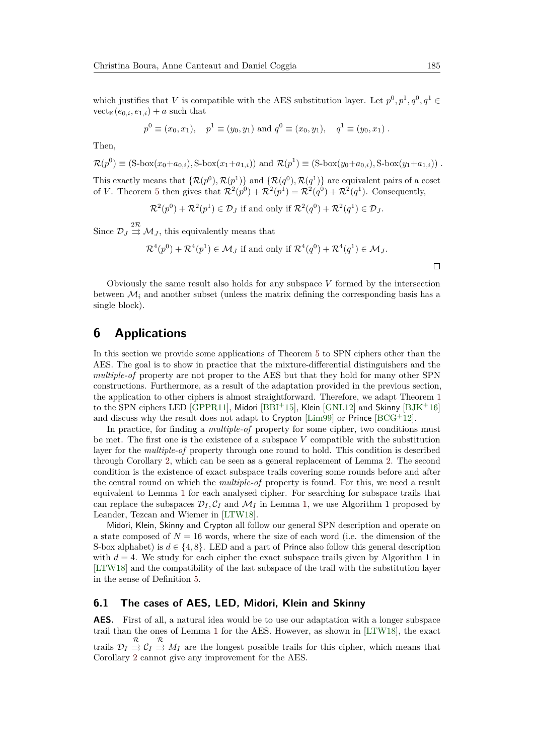which justifies that $V$ is compatible with the AES substitution layer. Let $p^0, p^1, q^0, q^1 \in \mathrm{vect}_{\mathbb{K}}(e_{0,i}, e_{1,i}) + a$ such that

$$p^0 \equiv (x_0, x_1), \quad p^1 \equiv (y_0, y_1) \text{ and } q^0 \equiv (x_0, y_1), \quad q^1 \equiv (y_0, x_1) .$$

Then,

$$\mathcal{R}(p^0) \equiv (\text{S-box}(x_0{+}a_{0,i}), \text{S-box}(x_1{+}a_{1,i})) \text{ and } \mathcal{R}(p^1) \equiv (\text{S-box}(y_0{+}a_{0,i}), \text{S-box}(y_1{+}a_{1,i})) .$$

This exactly means that $\{\mathcal{R}(p^0), \mathcal{R}(p^1)\}$ and $\{\mathcal{R}(q^0), \mathcal{R}(q^1)\}$ are equivalent pairs of a coset of $V$. Theorem 5 then gives that $\mathcal{R}^2(p^0) + \mathcal{R}^2(p^1) = \mathcal{R}^2(q^0) + \mathcal{R}^2(q^1)$. Consequently,

$$\mathcal{R}^2(p^0) + \mathcal{R}^2(p^1) \in \mathcal{D}_J \text{ if and only if } \mathcal{R}^2(q^0) + \mathcal{R}^2(q^1) \in \mathcal{D}_J.$$

Since $\mathcal{D}_J \overset{2\mathcal{R}}{\rightrightarrows} \mathcal{M}_J$, this equivalently means that

$$\mathcal{R}^4(p^0) + \mathcal{R}^4(p^1) \in \mathcal{M}_J \text{ if and only if } \mathcal{R}^4(q^0) + \mathcal{R}^4(q^1) \in \mathcal{M}_J.$$

□

Obviously the same result also holds for any subspace $V$ formed by the intersection between $\mathcal{M}_i$ and another subset (unless the matrix defining the corresponding basis has a single block).

# 6 Applications

In this section we provide some applications of Theorem 5 to SPN ciphers other than the AES. The goal is to show in practice that the mixture-differential distinguishers and the *multiple-of* property are not proper to the AES but that they hold for many other SPN constructions. Furthermore, as a result of the adaptation provided in the previous section, the application to other ciphers is almost straightforward. Therefore, we adapt Theorem 1 to the SPN ciphers LED [GPPR11], Midori [BBI+15], Klein [GNL12] and Skinny [BJK+16] and discuss why the result does not adapt to Crypton [Lim99] or Prince [BCG+12].

In practice, for finding a *multiple-of* property for some cipher, two conditions must be met. The first one is the existence of a subspace $V$ compatible with the substitution layer for the *multiple-of* property through one round to hold. This condition is described through Corollary 2, which can be seen as a general replacement of Lemma 2. The second condition is the existence of exact subspace trails covering some rounds before and after the central round on which the *multiple-of* property is found. For this, we need a result equivalent to Lemma 1 for each analysed cipher. For searching for subspace trails that can replace the subspaces $\mathcal{D}_I, \mathcal{C}_I$ and $\mathcal{M}_I$ in Lemma 1, we use Algorithm 1 proposed by Leander, Tezcan and Wiemer in [LTW18].

Midori, Klein, Skinny and Crypton all follow our general SPN description and operate on a state composed of $N = 16$ words, where the size of each word (i.e. the dimension of the S-box alphabet) is $d \in \{4, 8\}$. LED and a part of Prince also follow this general description with $d = 4$. We study for each cipher the exact subspace trails given by Algorithm 1 in [LTW18] and the compatibility of the last subspace of the trail with the substitution layer in the sense of Definition 5.

## 6.1 The cases of AES, LED, Midori, Klein and Skinny

**AES.** First of all, a natural idea would be to use our adaptation with a longer subspace trail than the ones of Lemma 1 for the AES. However, as shown in [LTW18], the exact trails $\mathcal{D}_I \overset{\mathcal{R}}{\rightrightarrows} \mathcal{C}_I \overset{\mathcal{R}}{\rightrightarrows} M_I$ are the longest possible trails for this cipher, which means that Corollary 2 cannot give any improvement for the AES.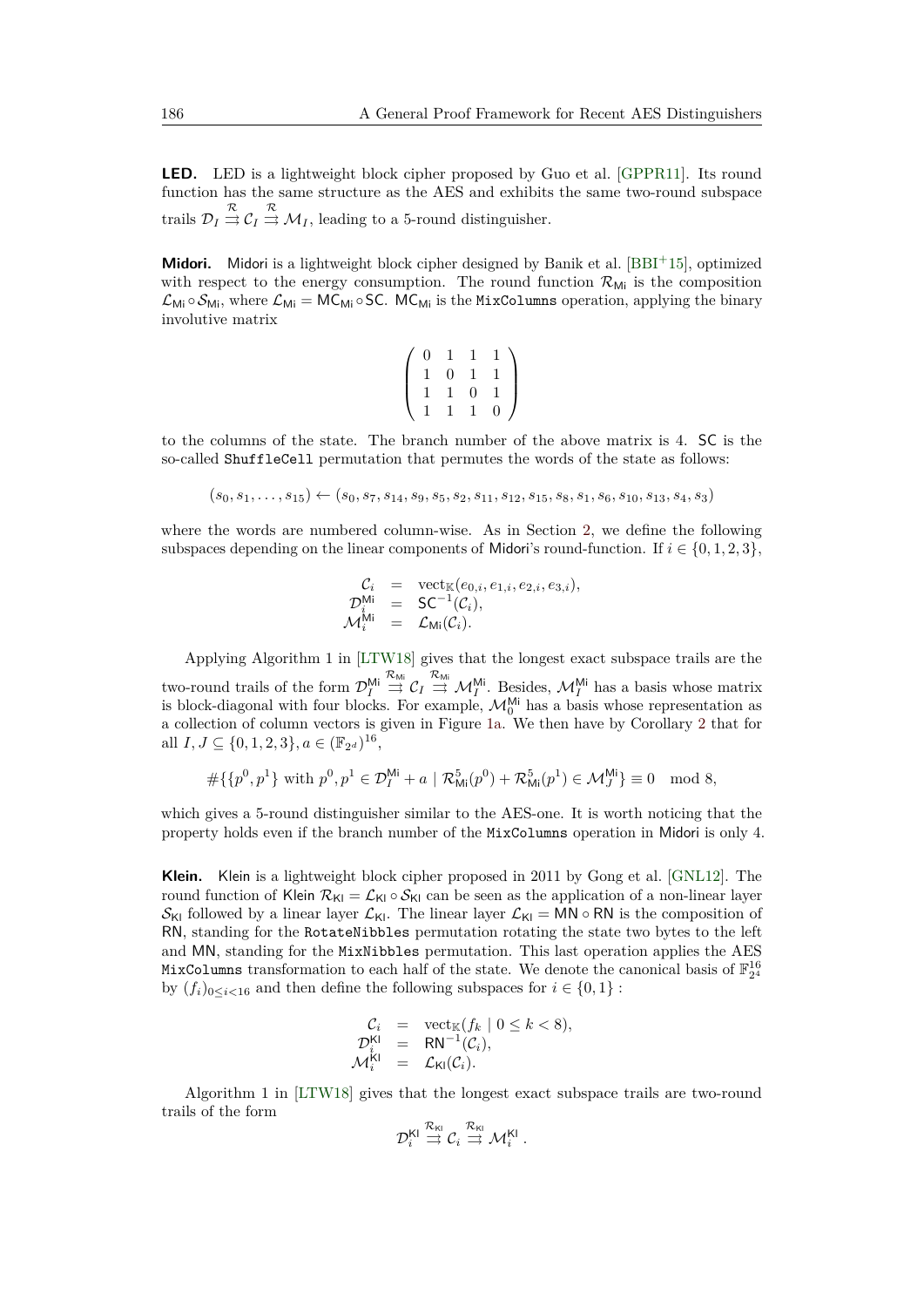**LED.** LED is a lightweight block cipher proposed by Guo et al. [GPPR11]. Its round function has the same structure as the AES and exhibits the same two-round subspace trails $\mathcal{D}_I \overset{\mathcal{R}}{\rightrightarrows} \mathcal{C}_I \overset{\mathcal{R}}{\rightrightarrows} \mathcal{M}_I$, leading to a 5-round distinguisher.

**Midori.** Midori is a lightweight block cipher designed by Banik et al. [BBI+15], optimized with respect to the energy consumption. The round function $\mathcal{R}_{\mathsf{Mi}}$ is the composition $\mathcal{L}_{\mathsf{Mi}} \circ \mathcal{S}_{\mathsf{Mi}}$, where $\mathcal{L}_{\mathsf{Mi}} = \mathsf{MC}_{\mathsf{Mi}} \circ \mathsf{SC}$. $\mathsf{MC}_{\mathsf{Mi}}$ is the `MixColumns` operation, applying the binary involutive matrix

$$\begin{pmatrix} 0 & 1 & 1 & 1 \\ 1 & 0 & 1 & 1 \\ 1 & 1 & 0 & 1 \\ 1 & 1 & 1 & 0 \end{pmatrix}$$

to the columns of the state. The branch number of the above matrix is 4. $\mathsf{SC}$ is the so-called `ShuffleCell` permutation that permutes the words of the state as follows:

$$(s_0, s_1, \ldots, s_{15}) \leftarrow (s_0, s_7, s_{14}, s_9, s_5, s_2, s_{11}, s_{12}, s_{15}, s_8, s_1, s_6, s_{10}, s_{13}, s_4, s_3)$$

where the words are numbered column-wise. As in Section 2, we define the following subspaces depending on the linear components of Midori's round-function. If $i \in \{0, 1, 2, 3\}$,

$$\begin{array}{rcl} \mathcal{C}_i & = & \mathrm{vect}_{\mathbb{K}}(e_{0,i}, e_{1,i}, e_{2,i}, e_{3,i}), \\ \mathcal{D}_i^{\mathsf{Mi}} & = & \mathsf{SC}^{-1}(\mathcal{C}_i), \\ \mathcal{M}_i^{\mathsf{Mi}} & = & \mathcal{L}_{\mathsf{Mi}}(\mathcal{C}_i). \end{array}$$

Applying Algorithm 1 in [LTW18] gives that the longest exact subspace trails are the two-round trails of the form $\mathcal{D}_I^{\mathsf{Mi}} \overset{\mathcal{R}_{\mathsf{Mi}}}{\rightrightarrows} \mathcal{C}_I \overset{\mathcal{R}_{\mathsf{Mi}}}{\rightrightarrows} \mathcal{M}_I^{\mathsf{Mi}}$. Besides, $\mathcal{M}_I^{\mathsf{Mi}}$ has a basis whose matrix is block-diagonal with four blocks. For example, $\mathcal{M}_0^{\mathsf{Mi}}$ has a basis whose representation as a collection of column vectors is given in Figure 1a. We then have by Corollary 2 that for all $I, J \subseteq \{0, 1, 2, 3\}, a \in (\mathbb{F}_{2^d})^{16}$,

$$\#\{\{p^0, p^1\} \text{ with } p^0, p^1 \in \mathcal{D}_I^{\mathsf{Mi}} + a \mid \mathcal{R}_{\mathsf{Mi}}^5(p^0) + \mathcal{R}_{\mathsf{Mi}}^5(p^1) \in \mathcal{M}_J^{\mathsf{Mi}}\} \equiv 0 \mod 8,$$

which gives a 5-round distinguisher similar to the AES-one. It is worth noticing that the property holds even if the branch number of the `MixColumns` operation in Midori is only 4.

**Klein.** Klein is a lightweight block cipher proposed in 2011 by Gong et al. [GNL12]. The round function of Klein $\mathcal{R}_{\mathsf{Kl}} = \mathcal{L}_{\mathsf{Kl}} \circ \mathcal{S}_{\mathsf{Kl}}$ can be seen as the application of a non-linear layer $\mathcal{S}_{\mathsf{Kl}}$ followed by a linear layer $\mathcal{L}_{\mathsf{Kl}}$. The linear layer $\mathcal{L}_{\mathsf{Kl}} = \mathsf{MN} \circ \mathsf{RN}$ is the composition of $\mathsf{RN}$, standing for the `RotateNibbles` permutation rotating the state two bytes to the left and $\mathsf{MN}$, standing for the `MixNibbles` permutation. This last operation applies the AES `MixColumns` transformation to each half of the state. We denote the canonical basis of $\mathbb{F}_{2^4}^{16}$ by $(f_i)_{0 \leq i < 16}$ and then define the following subspaces for $i \in \{0, 1\}$ :

$$\begin{array}{rcl} \mathcal{C}_i & = & \mathrm{vect}_{\mathbb{K}}(f_k \mid 0 \leq k < 8), \\ \mathcal{D}_i^{\mathsf{Kl}} & = & \mathsf{RN}^{-1}(\mathcal{C}_i), \\ \mathcal{M}_i^{\mathsf{Kl}} & = & \mathcal{L}_{\mathsf{Kl}}(\mathcal{C}_i). \end{array}$$

Algorithm 1 in [LTW18] gives that the longest exact subspace trails are two-round trails of the form

$$\mathcal{D}_i^{\mathsf{Kl}} \overset{\mathcal{R}_{\mathsf{Kl}}}{\rightrightarrows} \mathcal{C}_i \overset{\mathcal{R}_{\mathsf{Kl}}}{\rightrightarrows} \mathcal{M}_i^{\mathsf{Kl}} .$$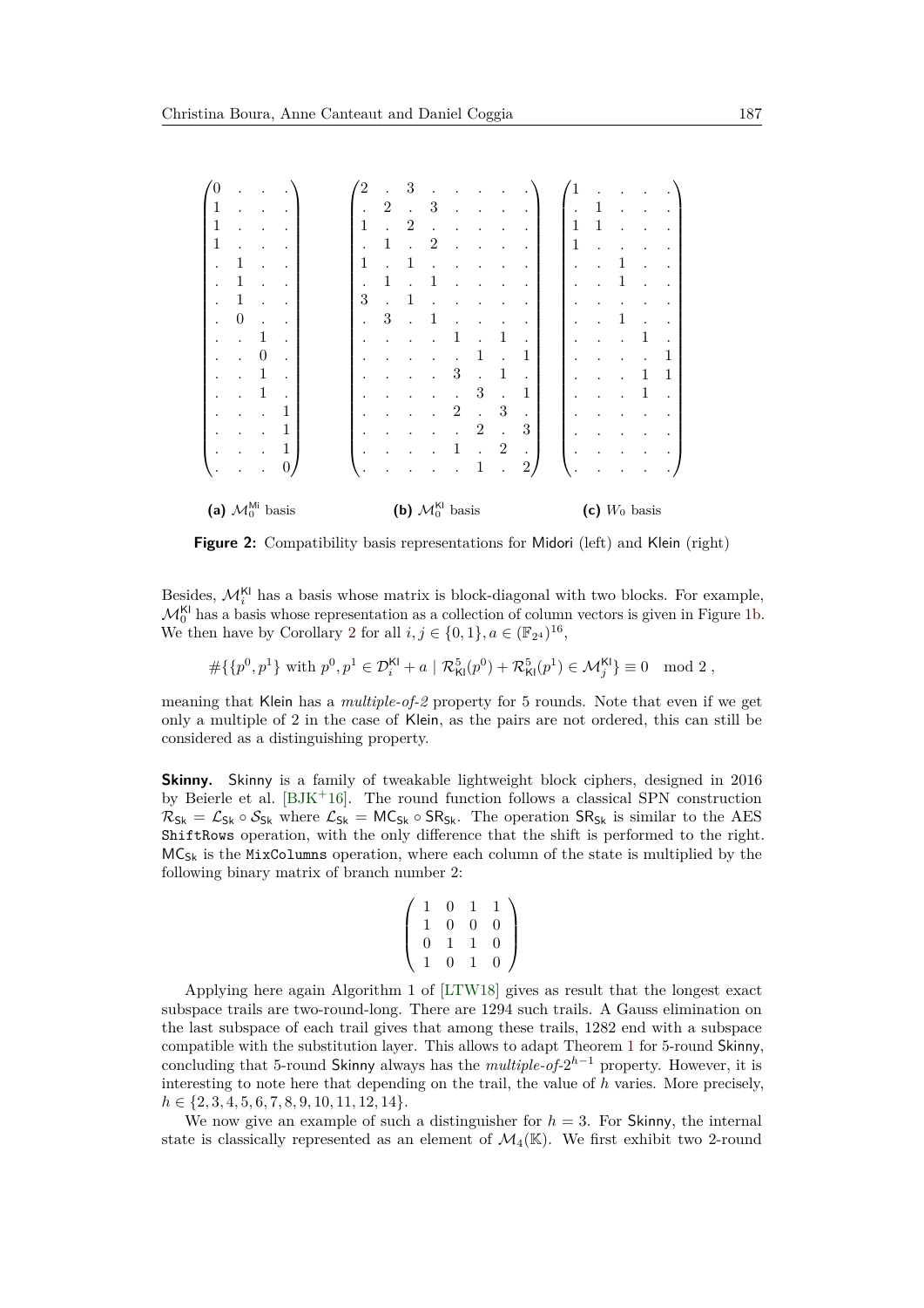$$
\begin{pmatrix}
0 & . & . & . \\
1 & . & . & . \\
1 & . & . & . \\
1 & . & . & . \\
. & 1 & . & . \\
. & 1 & . & . \\
. & 1 & . & . \\
. & 0 & . & . \\
. & . & 1 & . \\
. & . & 0 & . \\
. & . & 1 & . \\
. & . & 1 & . \\
. & . & . & 1 \\
. & . & . & 1 \\
. & . & . & 1 \\
. & . & . & 0
\end{pmatrix}
\qquad
\begin{pmatrix}
2 & . & 3 & . & . & . & . & . \\
. & 2 & . & 3 & . & . & . & . \\
1 & . & 2 & . & . & . & . & . \\
. & 1 & . & 2 & . & . & . & . \\
1 & . & 1 & . & . & . & . & . \\
. & 1 & . & 1 & . & . & . & . \\
3 & . & 1 & . & . & . & . & . \\
. & 3 & . & 1 & . & . & . & . \\
. & . & . & . & 1 & . & 1 & . \\
. & . & . & . & . & 1 & . & 1 \\
. & . & . & . & 3 & . & 1 & . \\
. & . & . & . & . & 3 & . & 1 \\
. & . & . & . & 2 & . & 3 & . \\
. & . & . & . & . & 2 & . & 3 \\
. & . & . & . & 1 & . & 2 & . \\
. & . & . & . & . & 1 & . & 2
\end{pmatrix}
\qquad
\begin{pmatrix}
1 & . & . & . & . & . \\
. & 1 & . & . & . & . \\
1 & 1 & . & . & . & . \\
1 & . & . & . & . & . \\
. & . & 1 & . & . & . \\
. & . & 1 & . & . & . \\
. & . & . & . & . & . \\
. & . & 1 & . & . & . \\
. & . & . & 1 & . & . \\
. & . & . & . & . & 1 \\
. & . & . & . & 1 & 1 \\
. & . & . & . & 1 & . \\
. & . & . & . & . & . \\
. & . & . & . & . & . \\
. & . & . & . & . & . \\
. & . & . & . & . & .
\end{pmatrix}
$$

**(a)** $\mathcal{M}_0^{\mathsf{Mi}}$ basis  **(b)** $\mathcal{M}_0^{\mathsf{Kl}}$ basis  **(c)** $W_0$ basis

**Figure 2:** Compatibility basis representations for Midori (left) and Klein (right)

Besides, $\mathcal{M}_i^{\mathsf{Kl}}$ has a basis whose matrix is block-diagonal with two blocks. For example, $\mathcal{M}_0^{\mathsf{Kl}}$ has a basis whose representation as a collection of column vectors is given in Figure 1b. We then have by Corollary 2 for all $i, j \in \{0, 1\}, a \in (\mathbb{F}_{2^4})^{16}$,

$$\#\{\{p^0, p^1\} \text{ with } p^0, p^1 \in \mathcal{D}_i^{\mathsf{Kl}} + a \mid \mathcal{R}_{\mathsf{Kl}}^5(p^0) + \mathcal{R}_{\mathsf{Kl}}^5(p^1) \in \mathcal{M}_j^{\mathsf{Kl}}\} \equiv 0 \mod 2 ,$$

meaning that Klein has a *multiple-of-2* property for 5 rounds. Note that even if we get only a multiple of 2 in the case of Klein, as the pairs are not ordered, this can still be considered as a distinguishing property.

**Skinny.** Skinny is a family of tweakable lightweight block ciphers, designed in 2016 by Beierle et al. [BJK+16]. The round function follows a classical SPN construction $\mathcal{R}_{\mathsf{Sk}} = \mathcal{L}_{\mathsf{Sk}} \circ \mathcal{S}_{\mathsf{Sk}}$ where $\mathcal{L}_{\mathsf{Sk}} = \mathsf{MC}_{\mathsf{Sk}} \circ \mathsf{SR}_{\mathsf{Sk}}$. The operation $\mathsf{SR}_{\mathsf{Sk}}$ is similar to the AES `ShiftRows` operation, with the only difference that the shift is performed to the right. $\mathsf{MC}_{\mathsf{Sk}}$ is the `MixColumns` operation, where each column of the state is multiplied by the following binary matrix of branch number 2:

$$\begin{pmatrix} 1 & 0 & 1 & 1 \\ 1 & 0 & 0 & 0 \\ 0 & 1 & 1 & 0 \\ 1 & 0 & 1 & 0 \end{pmatrix}$$

Applying here again Algorithm 1 of [LTW18] gives as result that the longest exact subspace trails are two-round-long. There are 1294 such trails. A Gauss elimination on the last subspace of each trail gives that among these trails, 1282 end with a subspace compatible with the substitution layer. This allows to adapt Theorem 1 for 5-round Skinny, concluding that 5-round Skinny always has the *multiple-of-*$2^{h-1}$ property. However, it is interesting to note here that depending on the trail, the value of $h$ varies. More precisely, $h \in \{2, 3, 4, 5, 6, 7, 8, 9, 10, 11, 12, 14\}$.

We now give an example of such a distinguisher for $h = 3$. For Skinny, the internal state is classically represented as an element of $\mathcal{M}_4(\mathbb{K})$. We first exhibit two 2-round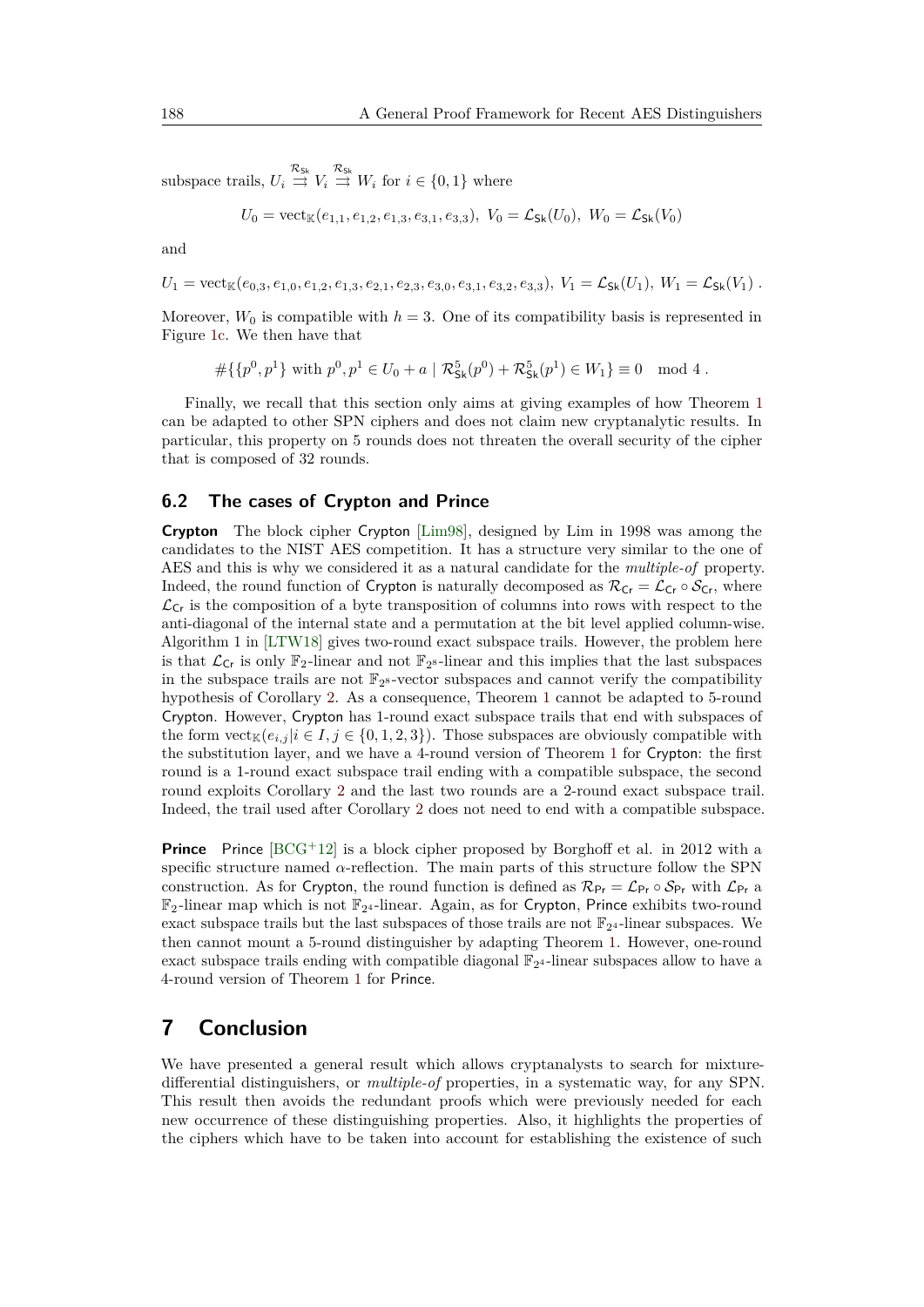subspace trails, $U_i \overset{\mathcal{R}_{\mathsf{Sk}}}{\rightrightarrows} V_i \overset{\mathcal{R}_{\mathsf{Sk}}}{\rightrightarrows} W_i$ for $i \in \{0,1\}$ where

$$U_0 = \mathrm{vect}_{\mathbb{K}}(e_{1,1}, e_{1,2}, e_{1,3}, e_{3,1}, e_{3,3}),\ V_0 = \mathcal{L}_{\mathsf{Sk}}(U_0),\ W_0 = \mathcal{L}_{\mathsf{Sk}}(V_0)$$

and

$$U_1 = \mathrm{vect}_{\mathbb{K}}(e_{0,3}, e_{1,0}, e_{1,2}, e_{1,3}, e_{2,1}, e_{2,3}, e_{3,0}, e_{3,1}, e_{3,2}, e_{3,3}),\ V_1 = \mathcal{L}_{\mathsf{Sk}}(U_1),\ W_1 = \mathcal{L}_{\mathsf{Sk}}(V_1)\ .$$

Moreover, $W_0$ is compatible with $h = 3$. One of its compatibility basis is represented in Figure 1c. We then have that

$$\#\{\{p^0, p^1\} \text{ with } p^0, p^1 \in U_0 + a \mid \mathcal{R}^5_{\mathsf{Sk}}(p^0) + \mathcal{R}^5_{\mathsf{Sk}}(p^1) \in W_1\} \equiv 0 \mod 4\ .$$

Finally, we recall that this section only aims at giving examples of how Theorem 1 can be adapted to other SPN ciphers and does not claim new cryptanalytic results. In particular, this property on 5 rounds does not threaten the overall security of the cipher that is composed of 32 rounds.

## 6.2 The cases of Crypton and Prince

**Crypton** The block cipher Crypton [Lim98], designed by Lim in 1998 was among the candidates to the NIST AES competition. It has a structure very similar to the one of AES and this is why we considered it as a natural candidate for the *multiple-of* property. Indeed, the round function of Crypton is naturally decomposed as $\mathcal{R}_{\mathsf{Cr}} = \mathcal{L}_{\mathsf{Cr}} \circ \mathcal{S}_{\mathsf{Cr}}$, where $\mathcal{L}_{\mathsf{Cr}}$ is the composition of a byte transposition of columns into rows with respect to the anti-diagonal of the internal state and a permutation at the bit level applied column-wise. Algorithm 1 in [LTW18] gives two-round exact subspace trails. However, the problem here is that $\mathcal{L}_{\mathsf{Cr}}$ is only $\mathbb{F}_2$-linear and not $\mathbb{F}_{2^8}$-linear and this implies that the last subspaces in the subspace trails are not $\mathbb{F}_{2^8}$-vector subspaces and cannot verify the compatibility hypothesis of Corollary 2. As a consequence, Theorem 1 cannot be adapted to 5-round Crypton. However, Crypton has 1-round exact subspace trails that end with subspaces of the form $\mathrm{vect}_{\mathbb{K}}(e_{i,j} | i \in I, j \in \{0,1,2,3\})$. Those subspaces are obviously compatible with the substitution layer, and we have a 4-round version of Theorem 1 for Crypton: the first round is a 1-round exact subspace trail ending with a compatible subspace, the second round exploits Corollary 2 and the last two rounds are a 2-round exact subspace trail. Indeed, the trail used after Corollary 2 does not need to end with a compatible subspace.

**Prince** Prince [BCG+12] is a block cipher proposed by Borghoff et al. in 2012 with a specific structure named $\alpha$-reflection. The main parts of this structure follow the SPN construction. As for Crypton, the round function is defined as $\mathcal{R}_{\mathsf{Pr}} = \mathcal{L}_{\mathsf{Pr}} \circ \mathcal{S}_{\mathsf{Pr}}$ with $\mathcal{L}_{\mathsf{Pr}}$ a $\mathbb{F}_2$-linear map which is not $\mathbb{F}_{2^4}$-linear. Again, as for Crypton, Prince exhibits two-round exact subspace trails but the last subspaces of those trails are not $\mathbb{F}_{2^4}$-linear subspaces. We then cannot mount a 5-round distinguisher by adapting Theorem 1. However, one-round exact subspace trails ending with compatible diagonal $\mathbb{F}_{2^4}$-linear subspaces allow to have a 4-round version of Theorem 1 for Prince.

# 7 Conclusion

We have presented a general result which allows cryptanalysts to search for mixture-differential distinguishers, or *multiple-of* properties, in a systematic way, for any SPN. This result then avoids the redundant proofs which were previously needed for each new occurrence of these distinguishing properties. Also, it highlights the properties of the ciphers which have to be taken into account for establishing the existence of such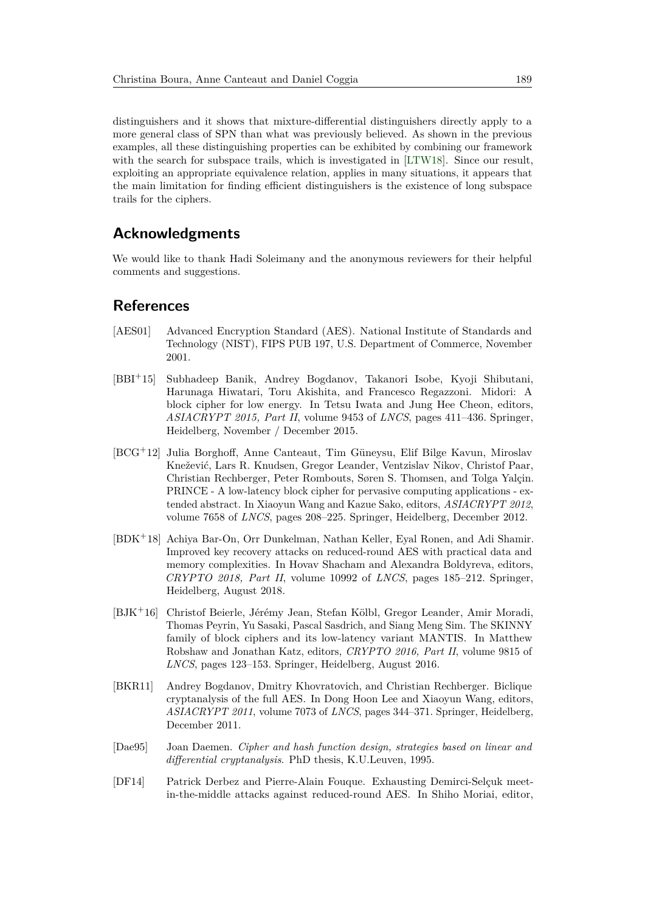distinguishers and it shows that mixture-differential distinguishers directly apply to a more general class of SPN than what was previously believed. As shown in the previous examples, all these distinguishing properties can be exhibited by combining our framework with the search for subspace trails, which is investigated in [LTW18]. Since our result, exploiting an appropriate equivalence relation, applies in many situations, it appears that the main limitation for finding efficient distinguishers is the existence of long subspace trails for the ciphers.

## Acknowledgments

We would like to thank Hadi Soleimany and the anonymous reviewers for their helpful comments and suggestions.

## References

[AES01] Advanced Encryption Standard (AES). National Institute of Standards and Technology (NIST), FIPS PUB 197, U.S. Department of Commerce, November 2001.

[BBI+15] Subhadeep Banik, Andrey Bogdanov, Takanori Isobe, Kyoji Shibutani, Harunaga Hiwatari, Toru Akishita, and Francesco Regazzoni. Midori: A block cipher for low energy. In Tetsu Iwata and Jung Hee Cheon, editors, *ASIACRYPT 2015, Part II*, volume 9453 of *LNCS*, pages 411–436. Springer, Heidelberg, November / December 2015.

[BCG+12] Julia Borghoff, Anne Canteaut, Tim Güneysu, Elif Bilge Kavun, Miroslav Knežević, Lars R. Knudsen, Gregor Leander, Ventzislav Nikov, Christof Paar, Christian Rechberger, Peter Rombouts, Søren S. Thomsen, and Tolga Yalçin. PRINCE - A low-latency block cipher for pervasive computing applications - extended abstract. In Xiaoyun Wang and Kazue Sako, editors, *ASIACRYPT 2012*, volume 7658 of *LNCS*, pages 208–225. Springer, Heidelberg, December 2012.

[BDK+18] Achiya Bar-On, Orr Dunkelman, Nathan Keller, Eyal Ronen, and Adi Shamir. Improved key recovery attacks on reduced-round AES with practical data and memory complexities. In Hovav Shacham and Alexandra Boldyreva, editors, *CRYPTO 2018, Part II*, volume 10992 of *LNCS*, pages 185–212. Springer, Heidelberg, August 2018.

[BJK+16] Christof Beierle, Jérémy Jean, Stefan Kölbl, Gregor Leander, Amir Moradi, Thomas Peyrin, Yu Sasaki, Pascal Sasdrich, and Siang Meng Sim. The SKINNY family of block ciphers and its low-latency variant MANTIS. In Matthew Robshaw and Jonathan Katz, editors, *CRYPTO 2016, Part II*, volume 9815 of *LNCS*, pages 123–153. Springer, Heidelberg, August 2016.

[BKR11] Andrey Bogdanov, Dmitry Khovratovich, and Christian Rechberger. Biclique cryptanalysis of the full AES. In Dong Hoon Lee and Xiaoyun Wang, editors, *ASIACRYPT 2011*, volume 7073 of *LNCS*, pages 344–371. Springer, Heidelberg, December 2011.

[Dae95] Joan Daemen. *Cipher and hash function design, strategies based on linear and differential cryptanalysis*. PhD thesis, K.U.Leuven, 1995.

[DF14] Patrick Derbez and Pierre-Alain Fouque. Exhausting Demirci-Selçuk meet-in-the-middle attacks against reduced-round AES. In Shiho Moriai, editor,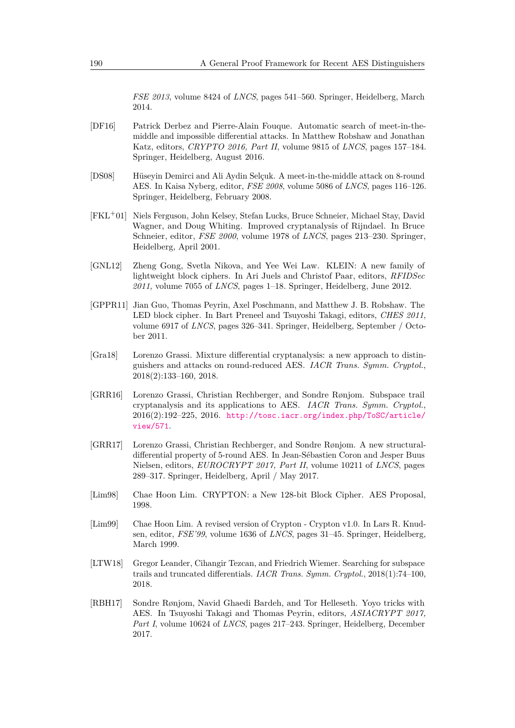*FSE 2013*, volume 8424 of *LNCS*, pages 541–560. Springer, Heidelberg, March 2014.

[DF16] Patrick Derbez and Pierre-Alain Fouque. Automatic search of meet-in-the-middle and impossible differential attacks. In Matthew Robshaw and Jonathan Katz, editors, *CRYPTO 2016, Part II*, volume 9815 of *LNCS*, pages 157–184. Springer, Heidelberg, August 2016.

[DS08] Hüseyin Demirci and Ali Aydin Selçuk. A meet-in-the-middle attack on 8-round AES. In Kaisa Nyberg, editor, *FSE 2008*, volume 5086 of *LNCS*, pages 116–126. Springer, Heidelberg, February 2008.

[FKL+01] Niels Ferguson, John Kelsey, Stefan Lucks, Bruce Schneier, Michael Stay, David Wagner, and Doug Whiting. Improved cryptanalysis of Rijndael. In Bruce Schneier, editor, *FSE 2000*, volume 1978 of *LNCS*, pages 213–230. Springer, Heidelberg, April 2001.

[GNL12] Zheng Gong, Svetla Nikova, and Yee Wei Law. KLEIN: A new family of lightweight block ciphers. In Ari Juels and Christof Paar, editors, *RFIDSec 2011*, volume 7055 of *LNCS*, pages 1–18. Springer, Heidelberg, June 2012.

[GPPR11] Jian Guo, Thomas Peyrin, Axel Poschmann, and Matthew J. B. Robshaw. The LED block cipher. In Bart Preneel and Tsuyoshi Takagi, editors, *CHES 2011*, volume 6917 of *LNCS*, pages 326–341. Springer, Heidelberg, September / October 2011.

[Gra18] Lorenzo Grassi. Mixture differential cryptanalysis: a new approach to distinguishers and attacks on round-reduced AES. *IACR Trans. Symm. Cryptol.*, 2018(2):133–160, 2018.

[GRR16] Lorenzo Grassi, Christian Rechberger, and Sondre Rønjom. Subspace trail cryptanalysis and its applications to AES. *IACR Trans. Symm. Cryptol.*, 2016(2):192–225, 2016. http://tosc.iacr.org/index.php/ToSC/article/view/571.

[GRR17] Lorenzo Grassi, Christian Rechberger, and Sondre Rønjom. A new structural-differential property of 5-round AES. In Jean-Sébastien Coron and Jesper Buus Nielsen, editors, *EUROCRYPT 2017, Part II*, volume 10211 of *LNCS*, pages 289–317. Springer, Heidelberg, April / May 2017.

[Lim98] Chae Hoon Lim. CRYPTON: a New 128-bit Block Cipher. AES Proposal, 1998.

[Lim99] Chae Hoon Lim. A revised version of Crypton - Crypton v1.0. In Lars R. Knudsen, editor, *FSE'99*, volume 1636 of *LNCS*, pages 31–45. Springer, Heidelberg, March 1999.

[LTW18] Gregor Leander, Cihangir Tezcan, and Friedrich Wiemer. Searching for subspace trails and truncated differentials. *IACR Trans. Symm. Cryptol.*, 2018(1):74–100, 2018.

[RBH17] Sondre Rønjom, Navid Ghaedi Bardeh, and Tor Helleseth. Yoyo tricks with AES. In Tsuyoshi Takagi and Thomas Peyrin, editors, *ASIACRYPT 2017, Part I*, volume 10624 of *LNCS*, pages 217–243. Springer, Heidelberg, December 2017.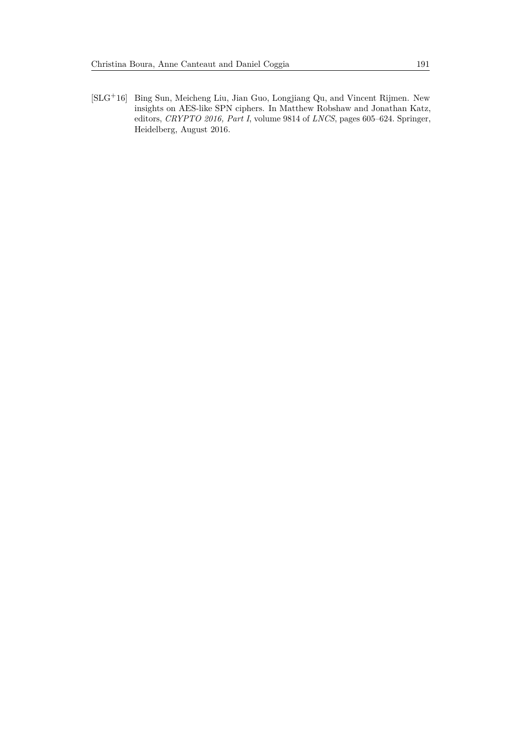[SLG+16] Bing Sun, Meicheng Liu, Jian Guo, Longjiang Qu, and Vincent Rijmen. New insights on AES-like SPN ciphers. In Matthew Robshaw and Jonathan Katz, editors, *CRYPTO 2016, Part I*, volume 9814 of *LNCS*, pages 605–624. Springer, Heidelberg, August 2016.